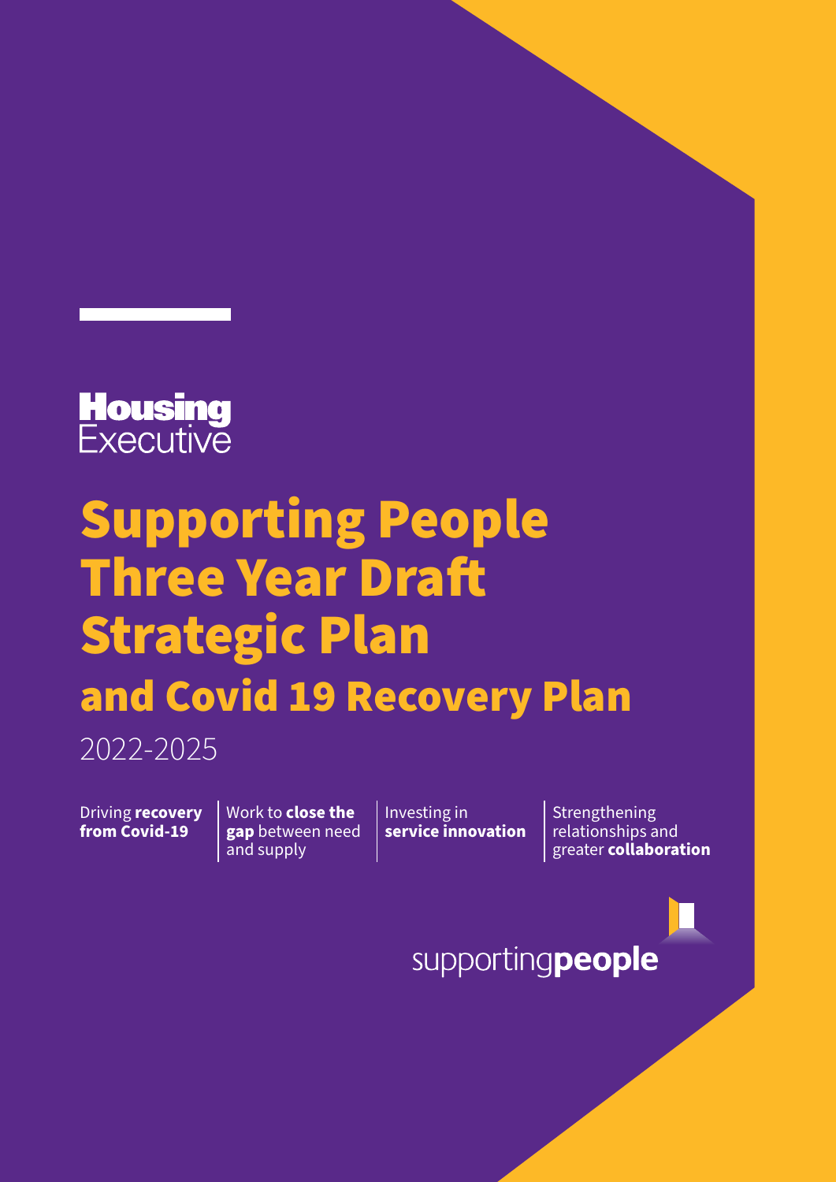Housing Executive

# Supporting People Three Year Draft Strategic Plan

## and Covid 19 Recovery Plan

2022-2025

Driving **recovery from Covid-19**

Work to **close the gap** between need and supply

Investing in **service innovation**

Strengthening relationships and greater **collaboration**

supporting**people**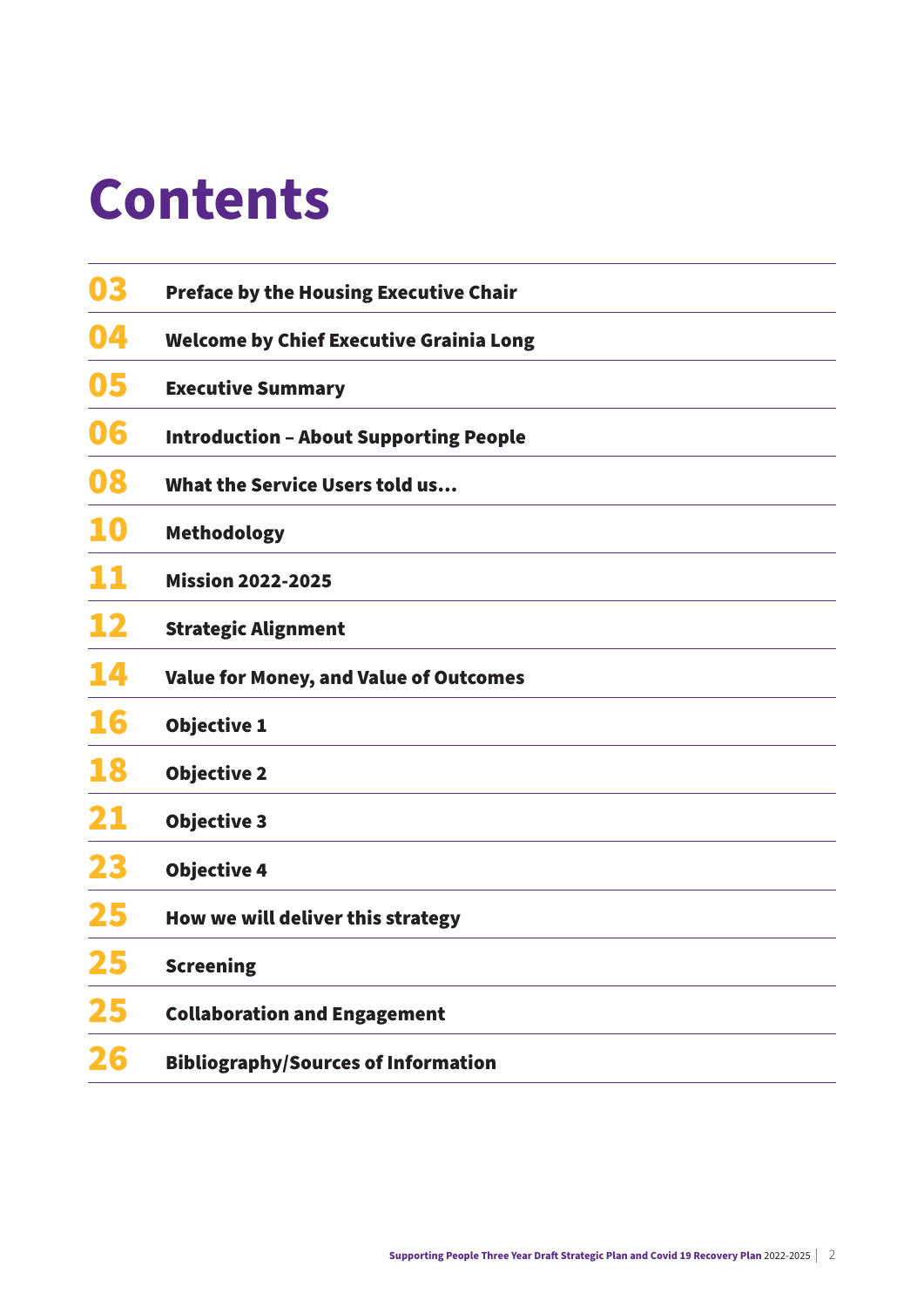# Contents

| | |
|---|---|
| 03 | Preface by the Housing Executive Chair |
| 04 | Welcome by Chief Executive Grainia Long |
| 05 | Executive Summary |
| 06 | Introduction – About Supporting People |
| 08 | What the Service Users told us… |
| 10 | Methodology |
| 11 | Mission 2022-2025 |
| 12 | Strategic Alignment |
| 14 | Value for Money, and Value of Outcomes |
| 16 | Objective 1 |
| 18 | Objective 2 |
| 21 | Objective 3 |
| 23 | Objective 4 |
| 25 | How we will deliver this strategy |
| 25 | Screening |
| 25 | Collaboration and Engagement |
| 26 | Bibliography/Sources of Information |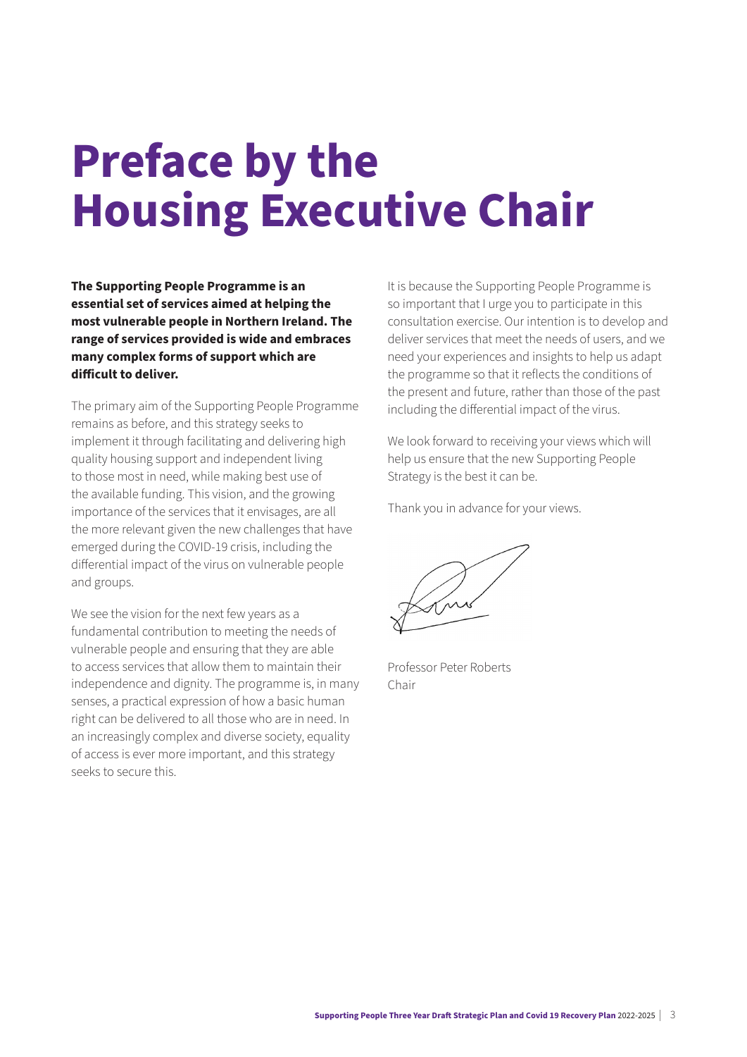# Preface by the Housing Executive Chair

**The Supporting People Programme is an essential set of services aimed at helping the most vulnerable people in Northern Ireland. The range of services provided is wide and embraces many complex forms of support which are difficult to deliver.**

The primary aim of the Supporting People Programme remains as before, and this strategy seeks to implement it through facilitating and delivering high quality housing support and independent living to those most in need, while making best use of the available funding. This vision, and the growing importance of the services that it envisages, are all the more relevant given the new challenges that have emerged during the COVID-19 crisis, including the differential impact of the virus on vulnerable people and groups.

We see the vision for the next few years as a fundamental contribution to meeting the needs of vulnerable people and ensuring that they are able to access services that allow them to maintain their independence and dignity. The programme is, in many senses, a practical expression of how a basic human right can be delivered to all those who are in need. In an increasingly complex and diverse society, equality of access is ever more important, and this strategy seeks to secure this.

It is because the Supporting People Programme is so important that I urge you to participate in this consultation exercise. Our intention is to develop and deliver services that meet the needs of users, and we need your experiences and insights to help us adapt the programme so that it reflects the conditions of the present and future, rather than those of the past including the differential impact of the virus.

We look forward to receiving your views which will help us ensure that the new Supporting People Strategy is the best it can be.

Thank you in advance for your views.

Professor Peter Roberts
Chair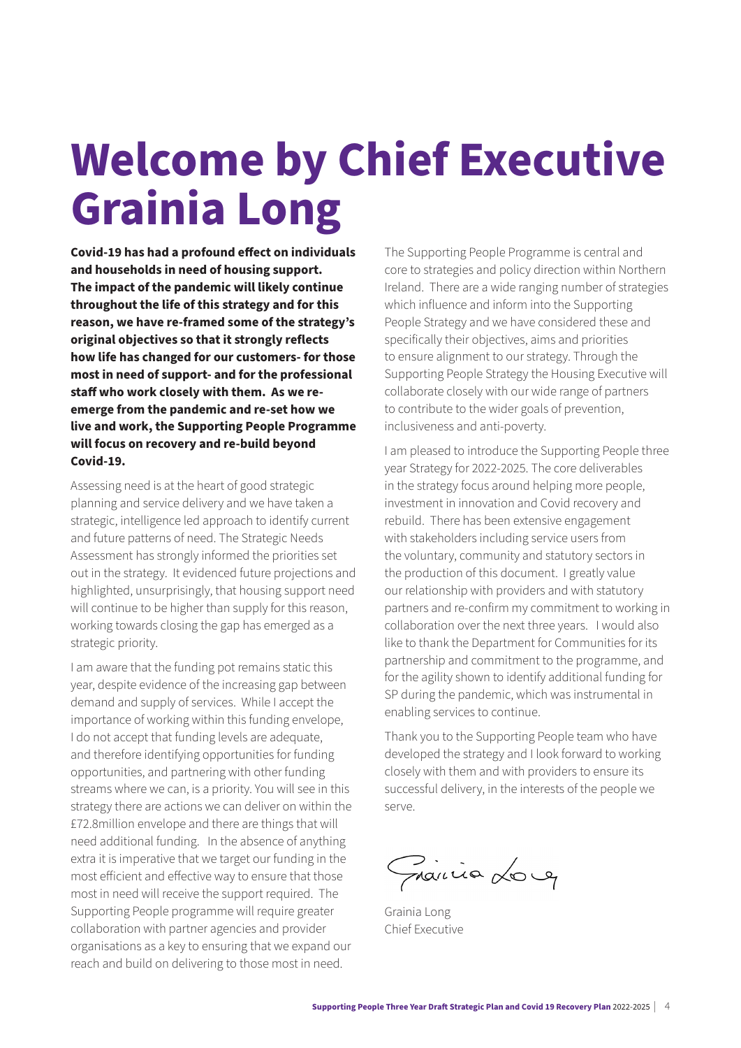# Welcome by Chief Executive Grainia Long

**Covid-19 has had a profound effect on individuals and households in need of housing support. The impact of the pandemic will likely continue throughout the life of this strategy and for this reason, we have re-framed some of the strategy's original objectives so that it strongly reflects how life has changed for our customers- for those most in need of support- and for the professional staff who work closely with them. As we re-emerge from the pandemic and re-set how we live and work, the Supporting People Programme will focus on recovery and re-build beyond Covid-19.**

Assessing need is at the heart of good strategic planning and service delivery and we have taken a strategic, intelligence led approach to identify current and future patterns of need. The Strategic Needs Assessment has strongly informed the priorities set out in the strategy. It evidenced future projections and highlighted, unsurprisingly, that housing support need will continue to be higher than supply for this reason, working towards closing the gap has emerged as a strategic priority.

I am aware that the funding pot remains static this year, despite evidence of the increasing gap between demand and supply of services. While I accept the importance of working within this funding envelope, I do not accept that funding levels are adequate, and therefore identifying opportunities for funding opportunities, and partnering with other funding streams where we can, is a priority. You will see in this strategy there are actions we can deliver on within the £72.8million envelope and there are things that will need additional funding. In the absence of anything extra it is imperative that we target our funding in the most efficient and effective way to ensure that those most in need will receive the support required. The Supporting People programme will require greater collaboration with partner agencies and provider organisations as a key to ensuring that we expand our reach and build on delivering to those most in need.

The Supporting People Programme is central and core to strategies and policy direction within Northern Ireland. There are a wide ranging number of strategies which influence and inform into the Supporting People Strategy and we have considered these and specifically their objectives, aims and priorities to ensure alignment to our strategy. Through the Supporting People Strategy the Housing Executive will collaborate closely with our wide range of partners to contribute to the wider goals of prevention, inclusiveness and anti-poverty.

I am pleased to introduce the Supporting People three year Strategy for 2022-2025. The core deliverables in the strategy focus around helping more people, investment in innovation and Covid recovery and rebuild. There has been extensive engagement with stakeholders including service users from the voluntary, community and statutory sectors in the production of this document. I greatly value our relationship with providers and with statutory partners and re-confirm my commitment to working in collaboration over the next three years. I would also like to thank the Department for Communities for its partnership and commitment to the programme, and for the agility shown to identify additional funding for SP during the pandemic, which was instrumental in enabling services to continue.

Thank you to the Supporting People team who have developed the strategy and I look forward to working closely with them and with providers to ensure its successful delivery, in the interests of the people we serve.

Grainia Long
Chief Executive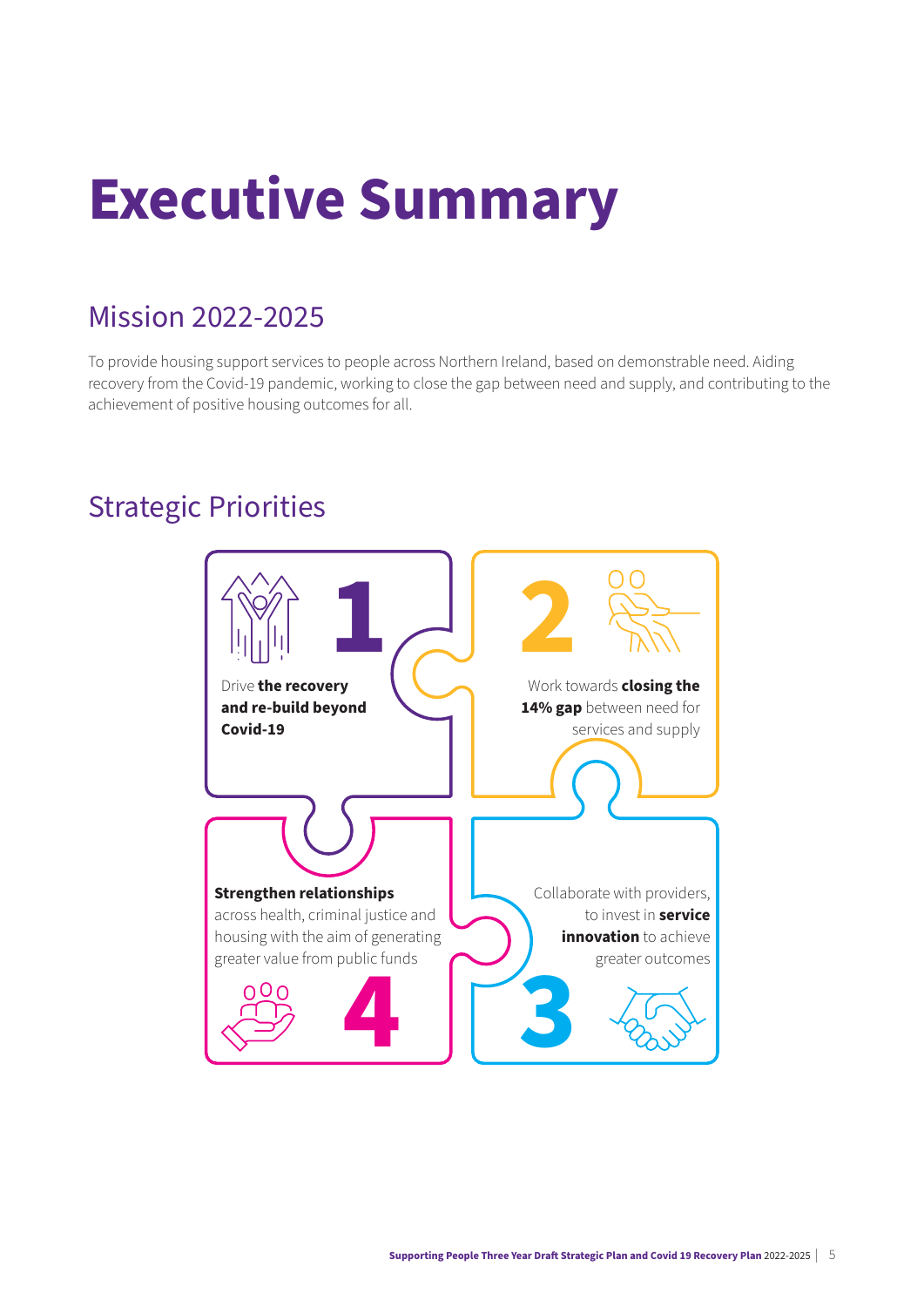# Executive Summary

## Mission 2022-2025

To provide housing support services to people across Northern Ireland, based on demonstrable need. Aiding recovery from the Covid-19 pandemic, working to close the gap between need and supply, and contributing to the achievement of positive housing outcomes for all.

## Strategic Priorities

1. Drive **the recovery and re-build beyond Covid-19**
2. Work towards **closing the 14% gap** between need for services and supply
3. Collaborate with providers, to invest in **service innovation** to achieve greater outcomes
4. **Strengthen relationships** across health, criminal justice and housing with the aim of generating greater value from public funds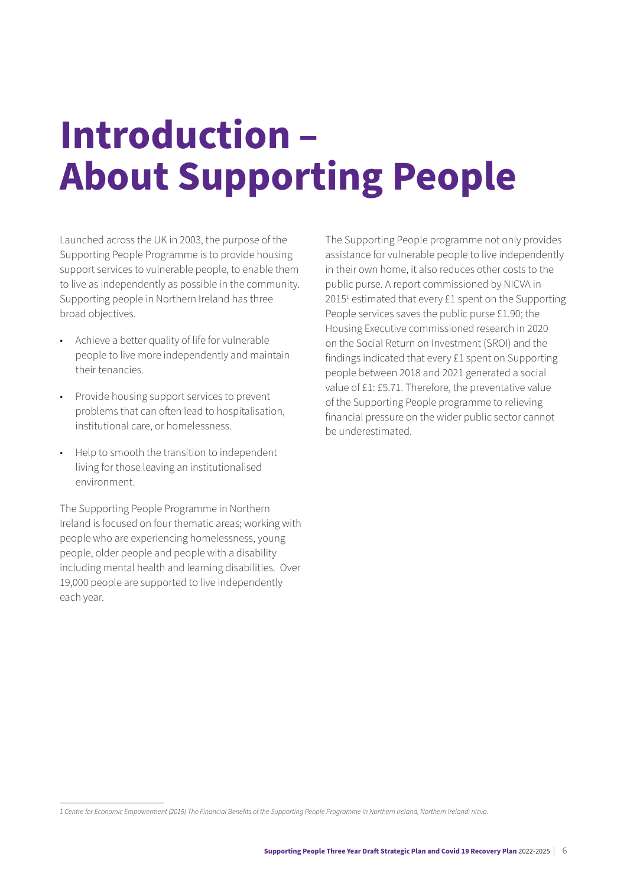# Introduction – About Supporting People

Launched across the UK in 2003, the purpose of the Supporting People Programme is to provide housing support services to vulnerable people, to enable them to live as independently as possible in the community. Supporting people in Northern Ireland has three broad objectives.

- Achieve a better quality of life for vulnerable people to live more independently and maintain their tenancies.
- Provide housing support services to prevent problems that can often lead to hospitalisation, institutional care, or homelessness.
- Help to smooth the transition to independent living for those leaving an institutionalised environment.

The Supporting People Programme in Northern Ireland is focused on four thematic areas; working with people who are experiencing homelessness, young people, older people and people with a disability including mental health and learning disabilities. Over 19,000 people are supported to live independently each year.

The Supporting People programme not only provides assistance for vulnerable people to live independently in their own home, it also reduces other costs to the public purse. A report commissioned by NICVA in 2015[1] estimated that every £1 spent on the Supporting People services saves the public purse £1.90; the Housing Executive commissioned research in 2020 on the Social Return on Investment (SROI) and the findings indicated that every £1 spent on Supporting people between 2018 and 2021 generated a social value of £1: £5.71. Therefore, the preventative value of the Supporting People programme to relieving financial pressure on the wider public sector cannot be underestimated.

*1 Centre for Economic Empowerment (2015) The Financial Benefits of the Supporting People Programme in Northern Ireland, Northern Ireland: nicva.*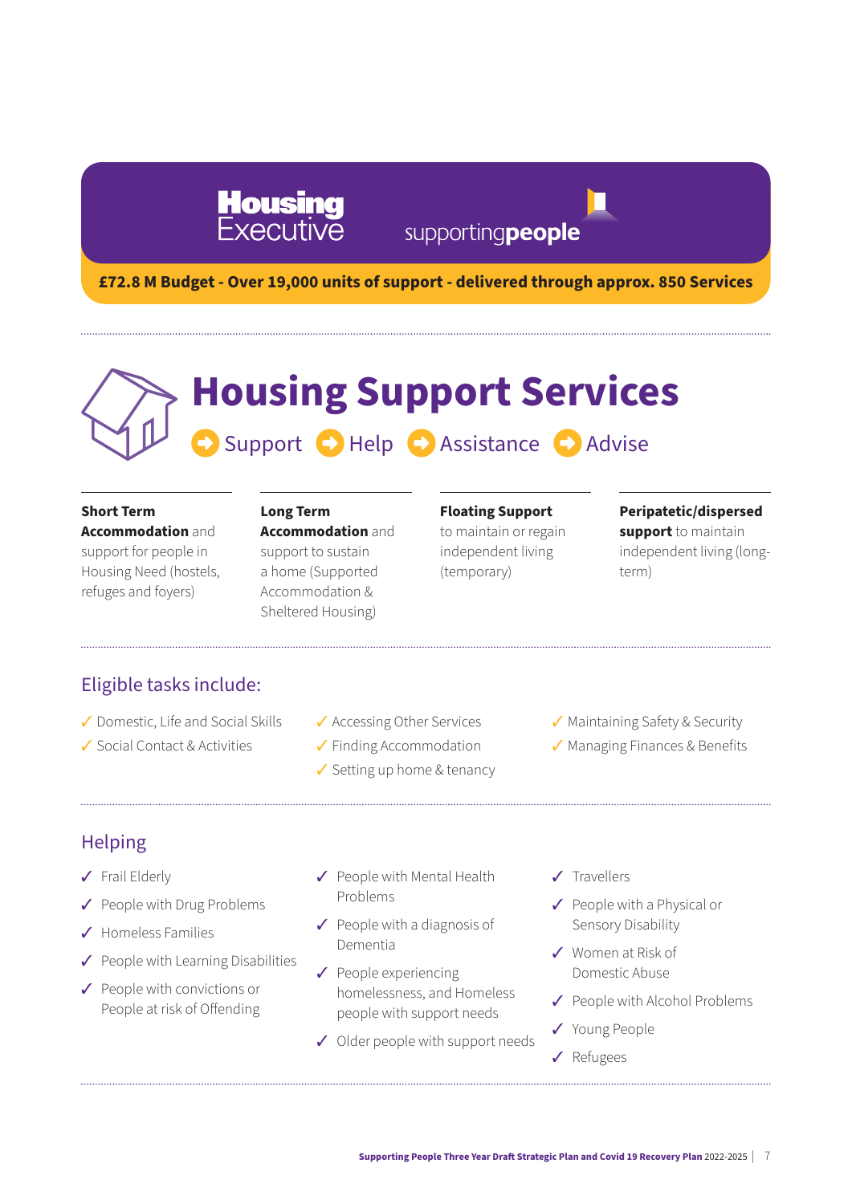**Housing Executive** supportingpeople

**£72.8 M Budget - Over 19,000 units of support - delivered through approx. 850 Services**

# Housing Support Services

Support | Help | Assistance | Advise

**Short Term Accommodation** and support for people in Housing Need (hostels, refuges and foyers)

**Long Term Accommodation** and support to sustain a home (Supported Accommodation & Sheltered Housing)

**Floating Support** to maintain or regain independent living (temporary)

**Peripatetic/dispersed support** to maintain independent living (long-term)

## Eligible tasks include:

- ✓ Domestic, Life and Social Skills
- ✓ Social Contact & Activities
- ✓ Accessing Other Services
- ✓ Finding Accommodation
- ✓ Setting up home & tenancy
- ✓ Maintaining Safety & Security
- ✓ Managing Finances & Benefits

## Helping

- ✓ Frail Elderly
- ✓ People with Drug Problems
- ✓ Homeless Families
- ✓ People with Learning Disabilities
- ✓ People with convictions or People at risk of Offending
- ✓ People with Mental Health Problems
- ✓ People with a diagnosis of Dementia
- ✓ People experiencing homelessness, and Homeless people with support needs
- ✓ Older people with support needs
- ✓ Travellers
- ✓ People with a Physical or Sensory Disability
- ✓ Women at Risk of Domestic Abuse
- ✓ People with Alcohol Problems
- ✓ Young People
- ✓ Refugees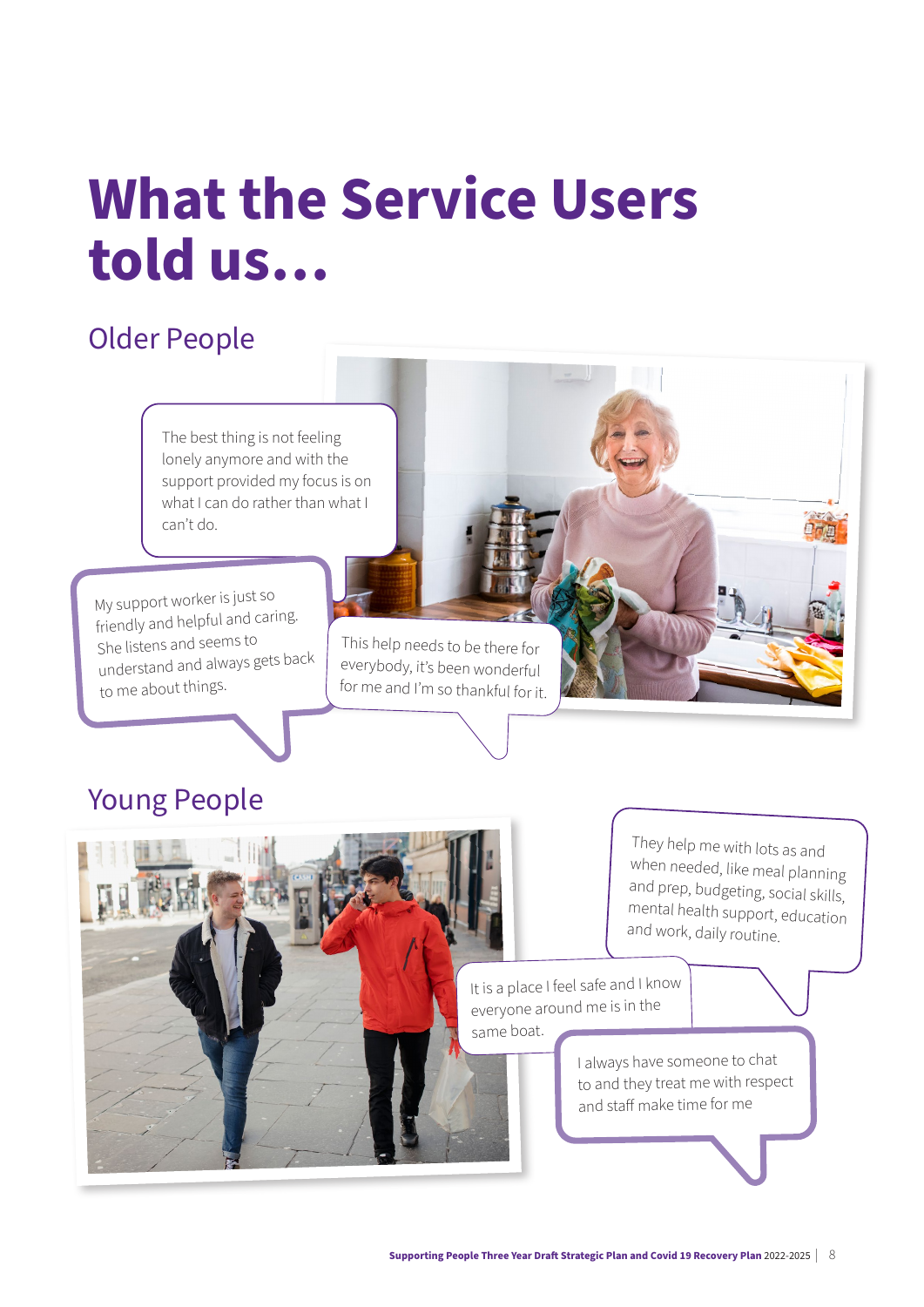# What the Service Users told us...

## Older People

The best thing is not feeling lonely anymore and with the support provided my focus is on what I can do rather than what I can't do.

My support worker is just so friendly and helpful and caring. She listens and seems to understand and always gets back to me about things.

This help needs to be there for everybody, it's been wonderful for me and I'm so thankful for it.

## Young People

They help me with lots as and when needed, like meal planning and prep, budgeting, social skills, mental health support, education and work, daily routine.

It is a place I feel safe and I know everyone around me is in the same boat.

I always have someone to chat to and they treat me with respect and staff make time for me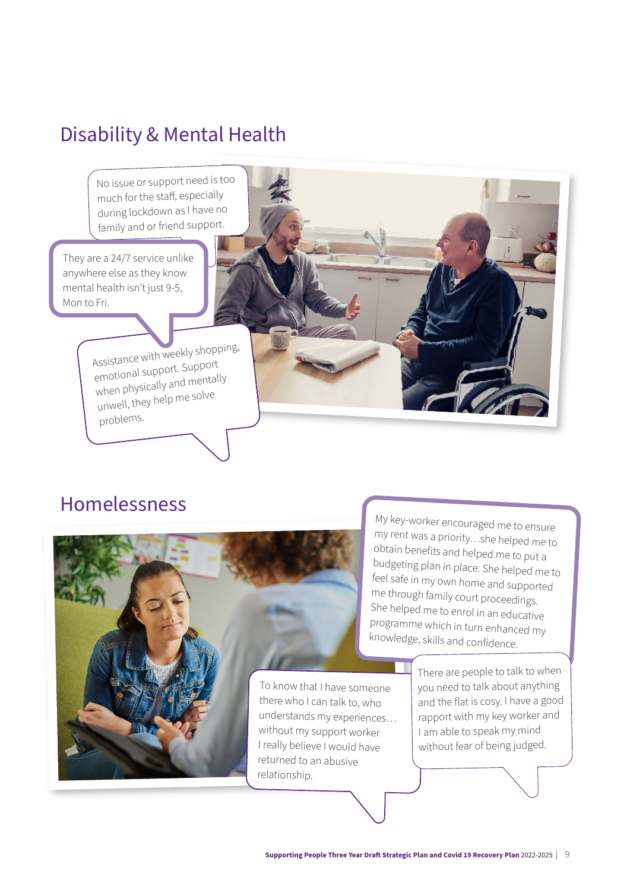## Disability & Mental Health

No issue or support need is too much for the staff, especially during lockdown as I have no family and or friend support.

They are a 24/7 service unlike anywhere else as they know mental health isn't just 9-5, Mon to Fri.

Assistance with weekly shopping, emotional support. Support when physically and mentally unwell, they help me solve problems.

## Homelessness

My key-worker encouraged me to ensure my rent was a priority…she helped me to obtain benefits and helped me to put a budgeting plan in place. She helped me to feel safe in my own home and supported me through family court proceedings. She helped me to enrol in an educative programme which in turn enhanced my knowledge, skills and confidence.

To know that I have someone there who I can talk to, who understands my experiences… without my support worker I really believe I would have returned to an abusive relationship.

There are people to talk to when you need to talk about anything and the flat is cosy. I have a good rapport with my key worker and I am able to speak my mind without fear of being judged.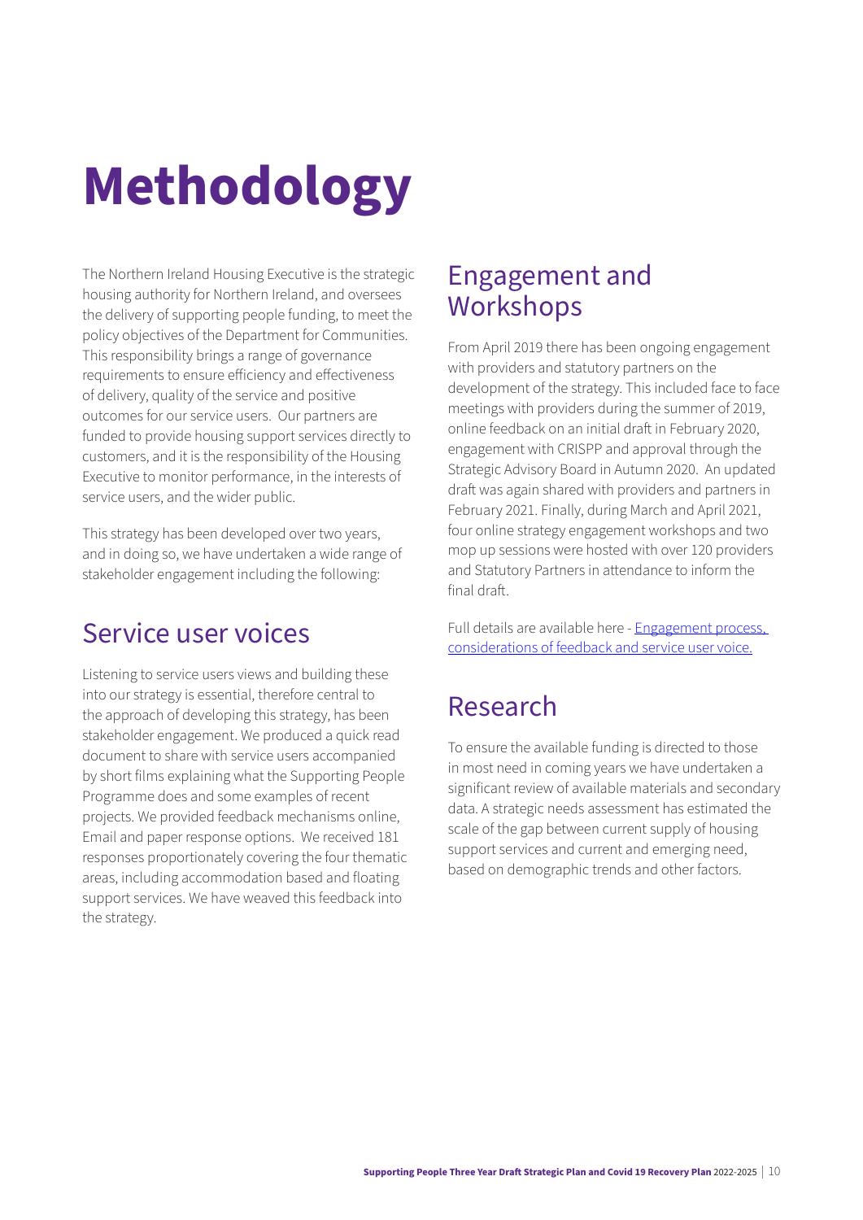# Methodology

The Northern Ireland Housing Executive is the strategic housing authority for Northern Ireland, and oversees the delivery of supporting people funding, to meet the policy objectives of the Department for Communities. This responsibility brings a range of governance requirements to ensure efficiency and effectiveness of delivery, quality of the service and positive outcomes for our service users. Our partners are funded to provide housing support services directly to customers, and it is the responsibility of the Housing Executive to monitor performance, in the interests of service users, and the wider public.

This strategy has been developed over two years, and in doing so, we have undertaken a wide range of stakeholder engagement including the following:

## Service user voices

Listening to service users views and building these into our strategy is essential, therefore central to the approach of developing this strategy, has been stakeholder engagement. We produced a quick read document to share with service users accompanied by short films explaining what the Supporting People Programme does and some examples of recent projects. We provided feedback mechanisms online, Email and paper response options. We received 181 responses proportionately covering the four thematic areas, including accommodation based and floating support services. We have weaved this feedback into the strategy.

## Engagement and Workshops

From April 2019 there has been ongoing engagement with providers and statutory partners on the development of the strategy. This included face to face meetings with providers during the summer of 2019, online feedback on an initial draft in February 2020, engagement with CRISPP and approval through the Strategic Advisory Board in Autumn 2020. An updated draft was again shared with providers and partners in February 2021. Finally, during March and April 2021, four online strategy engagement workshops and two mop up sessions were hosted with over 120 providers and Statutory Partners in attendance to inform the final draft.

Full details are available here - Engagement process, considerations of feedback and service user voice.

## Research

To ensure the available funding is directed to those in most need in coming years we have undertaken a significant review of available materials and secondary data. A strategic needs assessment has estimated the scale of the gap between current supply of housing support services and current and emerging need, based on demographic trends and other factors.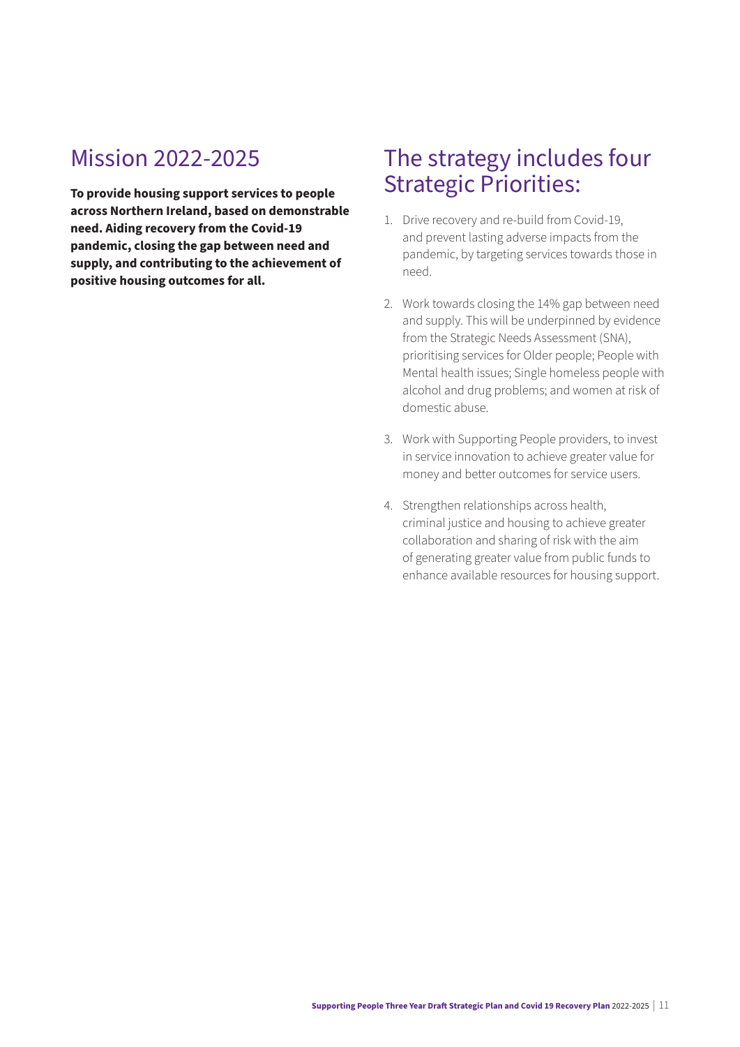## Mission 2022-2025

**To provide housing support services to people across Northern Ireland, based on demonstrable need. Aiding recovery from the Covid-19 pandemic, closing the gap between need and supply, and contributing to the achievement of positive housing outcomes for all.**

## The strategy includes four Strategic Priorities:

1. Drive recovery and re-build from Covid-19, and prevent lasting adverse impacts from the pandemic, by targeting services towards those in need.
2. Work towards closing the 14% gap between need and supply. This will be underpinned by evidence from the Strategic Needs Assessment (SNA), prioritising services for Older people; People with Mental health issues; Single homeless people with alcohol and drug problems; and women at risk of domestic abuse.
3. Work with Supporting People providers, to invest in service innovation to achieve greater value for money and better outcomes for service users.
4. Strengthen relationships across health, criminal justice and housing to achieve greater collaboration and sharing of risk with the aim of generating greater value from public funds to enhance available resources for housing support.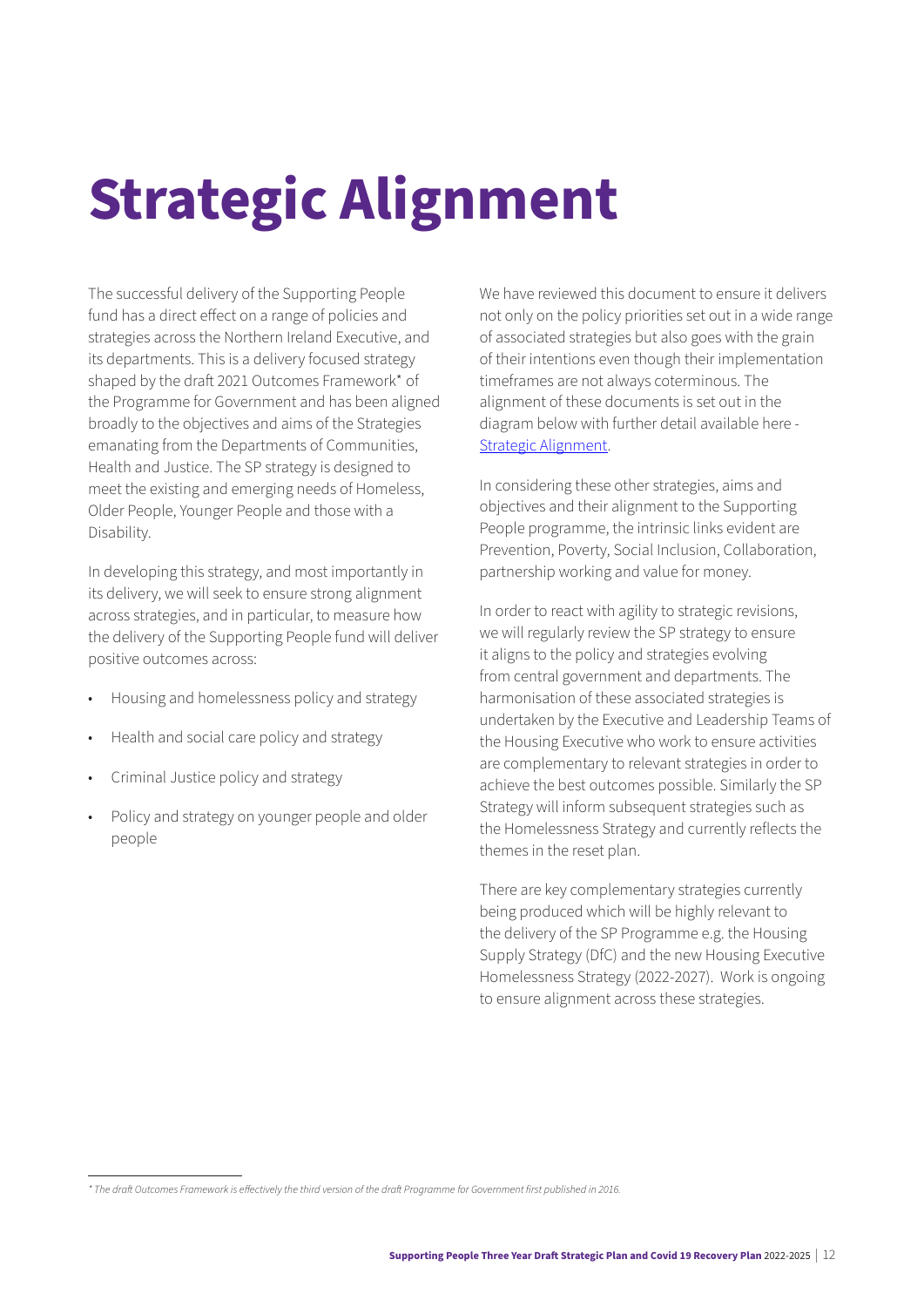# Strategic Alignment

The successful delivery of the Supporting People fund has a direct effect on a range of policies and strategies across the Northern Ireland Executive, and its departments. This is a delivery focused strategy shaped by the draft 2021 Outcomes Framework* of the Programme for Government and has been aligned broadly to the objectives and aims of the Strategies emanating from the Departments of Communities, Health and Justice. The SP strategy is designed to meet the existing and emerging needs of Homeless, Older People, Younger People and those with a Disability.

In developing this strategy, and most importantly in its delivery, we will seek to ensure strong alignment across strategies, and in particular, to measure how the delivery of the Supporting People fund will deliver positive outcomes across:

- Housing and homelessness policy and strategy
- Health and social care policy and strategy
- Criminal Justice policy and strategy
- Policy and strategy on younger people and older people

We have reviewed this document to ensure it delivers not only on the policy priorities set out in a wide range of associated strategies but also goes with the grain of their intentions even though their implementation timeframes are not always coterminous. The alignment of these documents is set out in the diagram below with further detail available here - [Strategic Alignment](#).

In considering these other strategies, aims and objectives and their alignment to the Supporting People programme, the intrinsic links evident are Prevention, Poverty, Social Inclusion, Collaboration, partnership working and value for money.

In order to react with agility to strategic revisions, we will regularly review the SP strategy to ensure it aligns to the policy and strategies evolving from central government and departments. The harmonisation of these associated strategies is undertaken by the Executive and Leadership Teams of the Housing Executive who work to ensure activities are complementary to relevant strategies in order to achieve the best outcomes possible. Similarly the SP Strategy will inform subsequent strategies such as the Homelessness Strategy and currently reflects the themes in the reset plan.

There are key complementary strategies currently being produced which will be highly relevant to the delivery of the SP Programme e.g. the Housing Supply Strategy (DfC) and the new Housing Executive Homelessness Strategy (2022-2027). Work is ongoing to ensure alignment across these strategies.

*\* The draft Outcomes Framework is effectively the third version of the draft Programme for Government first published in 2016.*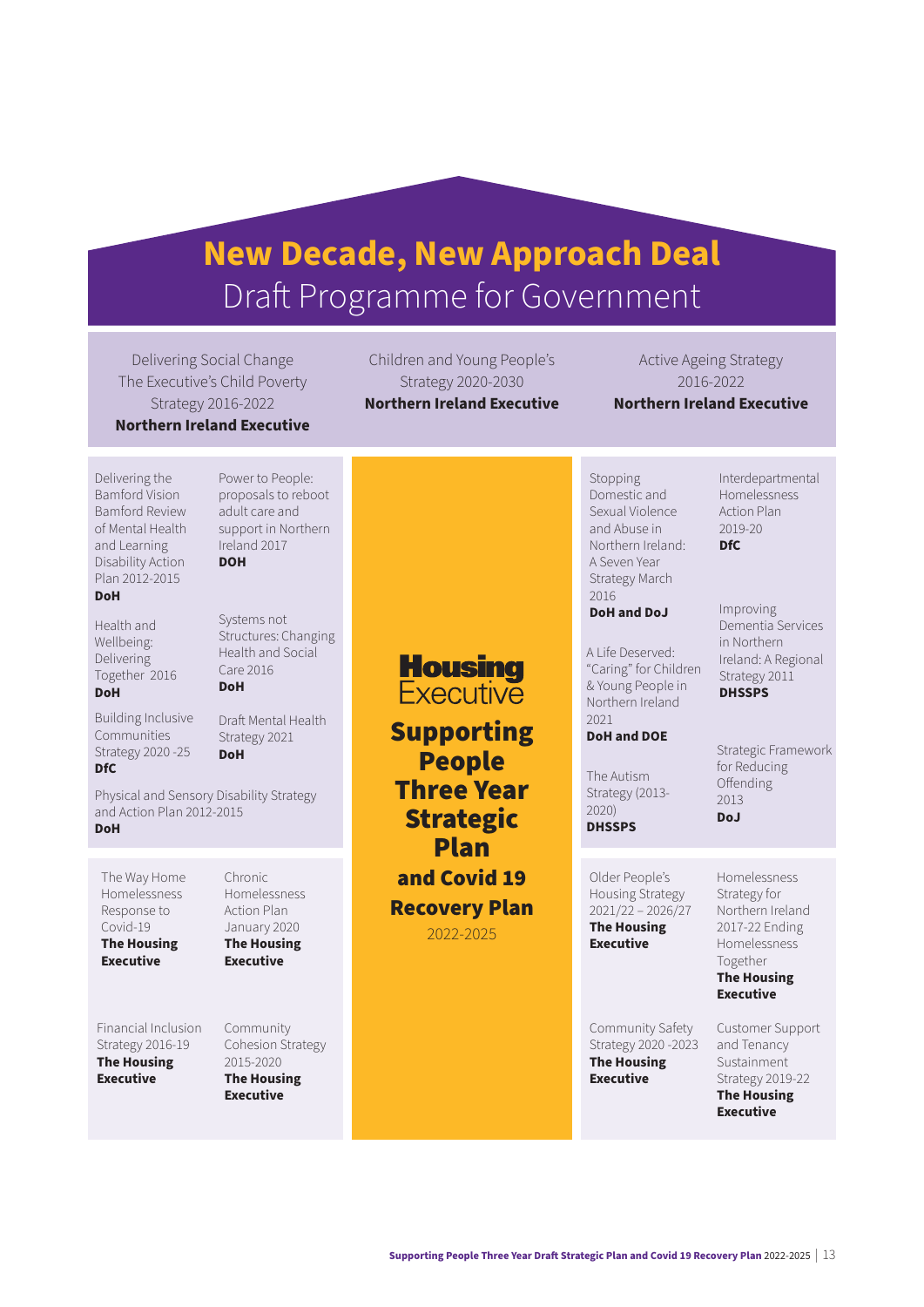# **New Decade, New Approach Deal**
## Draft Programme for Government

Delivering Social Change The Executive's Child Poverty Strategy 2016-2022
**Northern Ireland Executive**

Children and Young People's Strategy 2020-2030
**Northern Ireland Executive**

Active Ageing Strategy 2016-2022
**Northern Ireland Executive**

Delivering the Bamford Vision Bamford Review of Mental Health and Learning Disability Action Plan 2012-2015
**DoH**

Power to People: proposals to reboot adult care and support in Northern Ireland 2017
**DOH**

Health and Wellbeing: Delivering Together 2016
**DoH**

Systems not Structures: Changing Health and Social Care 2016
**DoH**

Building Inclusive Communities Strategy 2020 -25
**DfC**

Draft Mental Health Strategy 2021
**DoH**

Physical and Sensory Disability Strategy and Action Plan 2012-2015
**DoH**

**Housing** Executive

## **Supporting People Three Year Strategic Plan and Covid 19 Recovery Plan**

2022-2025

Stopping Domestic and Sexual Violence and Abuse in Northern Ireland: A Seven Year Strategy March 2016
**DoH and DoJ**

Interdepartmental Homelessness Action Plan 2019-20
**DfC**

A Life Deserved: "Caring" for Children & Young People in Northern Ireland 2021
**DoH and DOE**

Improving Dementia Services in Northern Ireland: A Regional Strategy 2011
**DHSSPS**

The Autism Strategy (2013-2020)
**DHSSPS**

Strategic Framework for Reducing Offending 2013
**DoJ**

The Way Home Homelessness Response to Covid-19
**The Housing Executive**

Chronic Homelessness Action Plan January 2020
**The Housing Executive**

Financial Inclusion Strategy 2016-19
**The Housing Executive**

Community Cohesion Strategy 2015-2020
**The Housing Executive**

Older People's Housing Strategy 2021/22 – 2026/27
**The Housing Executive**

Homelessness Strategy for Northern Ireland 2017-22 Ending Homelessness Together
**The Housing Executive**

Community Safety Strategy 2020 -2023
**The Housing Executive**

Customer Support and Tenancy Sustainment Strategy 2019-22
**The Housing Executive**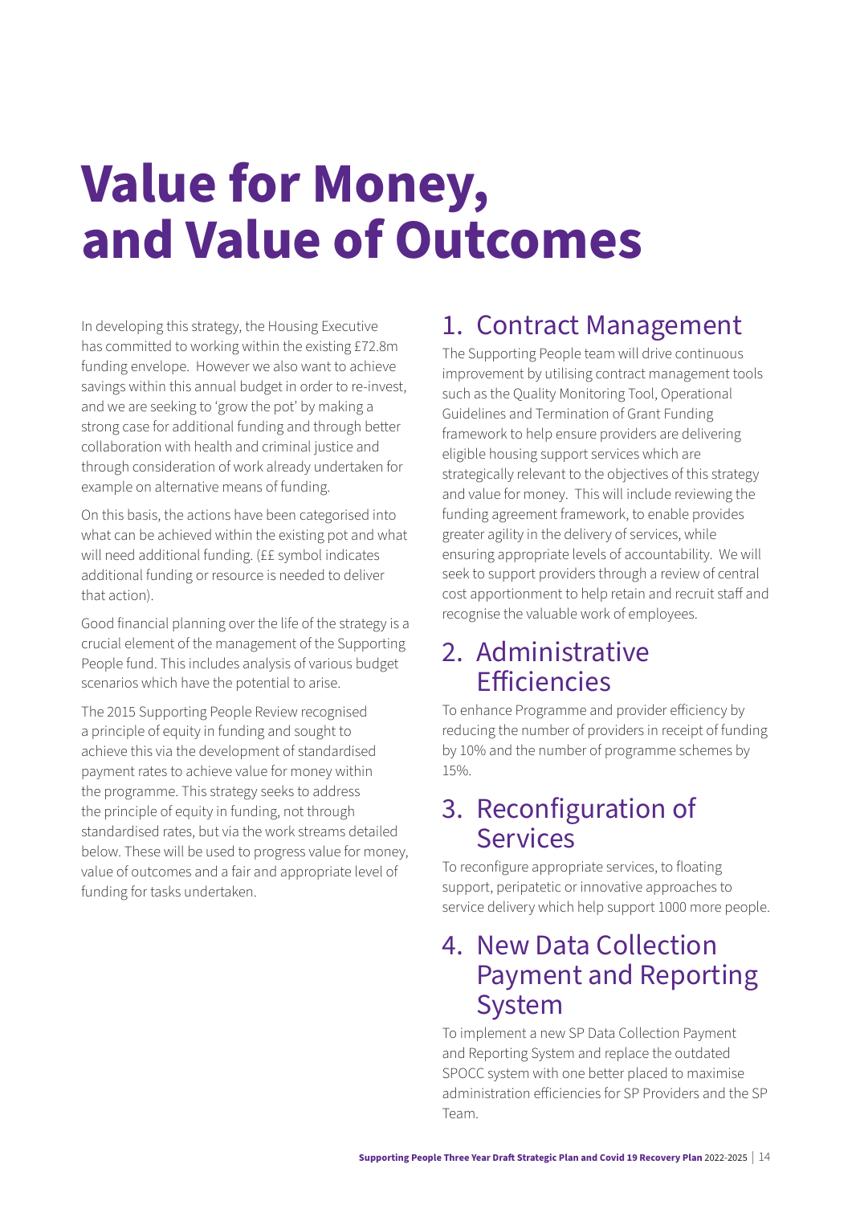# Value for Money, and Value of Outcomes

In developing this strategy, the Housing Executive has committed to working within the existing £72.8m funding envelope. However we also want to achieve savings within this annual budget in order to re-invest, and we are seeking to 'grow the pot' by making a strong case for additional funding and through better collaboration with health and criminal justice and through consideration of work already undertaken for example on alternative means of funding.

On this basis, the actions have been categorised into what can be achieved within the existing pot and what will need additional funding. (££ symbol indicates additional funding or resource is needed to deliver that action).

Good financial planning over the life of the strategy is a crucial element of the management of the Supporting People fund. This includes analysis of various budget scenarios which have the potential to arise.

The 2015 Supporting People Review recognised a principle of equity in funding and sought to achieve this via the development of standardised payment rates to achieve value for money within the programme. This strategy seeks to address the principle of equity in funding, not through standardised rates, but via the work streams detailed below. These will be used to progress value for money, value of outcomes and a fair and appropriate level of funding for tasks undertaken.

## 1. Contract Management

The Supporting People team will drive continuous improvement by utilising contract management tools such as the Quality Monitoring Tool, Operational Guidelines and Termination of Grant Funding framework to help ensure providers are delivering eligible housing support services which are strategically relevant to the objectives of this strategy and value for money. This will include reviewing the funding agreement framework, to enable provides greater agility in the delivery of services, while ensuring appropriate levels of accountability. We will seek to support providers through a review of central cost apportionment to help retain and recruit staff and recognise the valuable work of employees.

## 2. Administrative Efficiencies

To enhance Programme and provider efficiency by reducing the number of providers in receipt of funding by 10% and the number of programme schemes by 15%.

## 3. Reconfiguration of Services

To reconfigure appropriate services, to floating support, peripatetic or innovative approaches to service delivery which help support 1000 more people.

## 4. New Data Collection Payment and Reporting System

To implement a new SP Data Collection Payment and Reporting System and replace the outdated SPOCC system with one better placed to maximise administration efficiencies for SP Providers and the SP Team.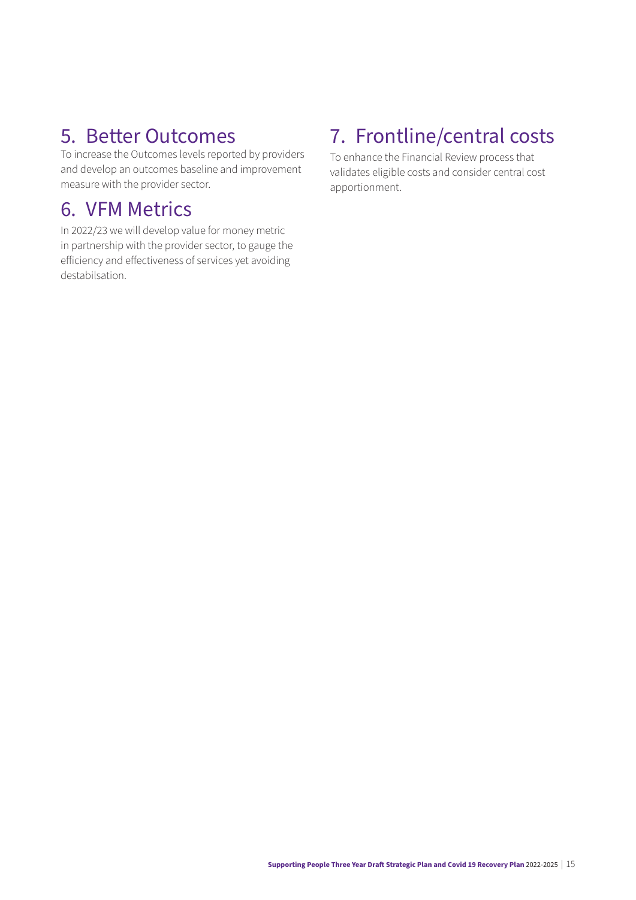## 5. Better Outcomes

To increase the Outcomes levels reported by providers and develop an outcomes baseline and improvement measure with the provider sector.

## 6. VFM Metrics

In 2022/23 we will develop value for money metric in partnership with the provider sector, to gauge the efficiency and effectiveness of services yet avoiding destabilsation.

## 7. Frontline/central costs

To enhance the Financial Review process that validates eligible costs and consider central cost apportionment.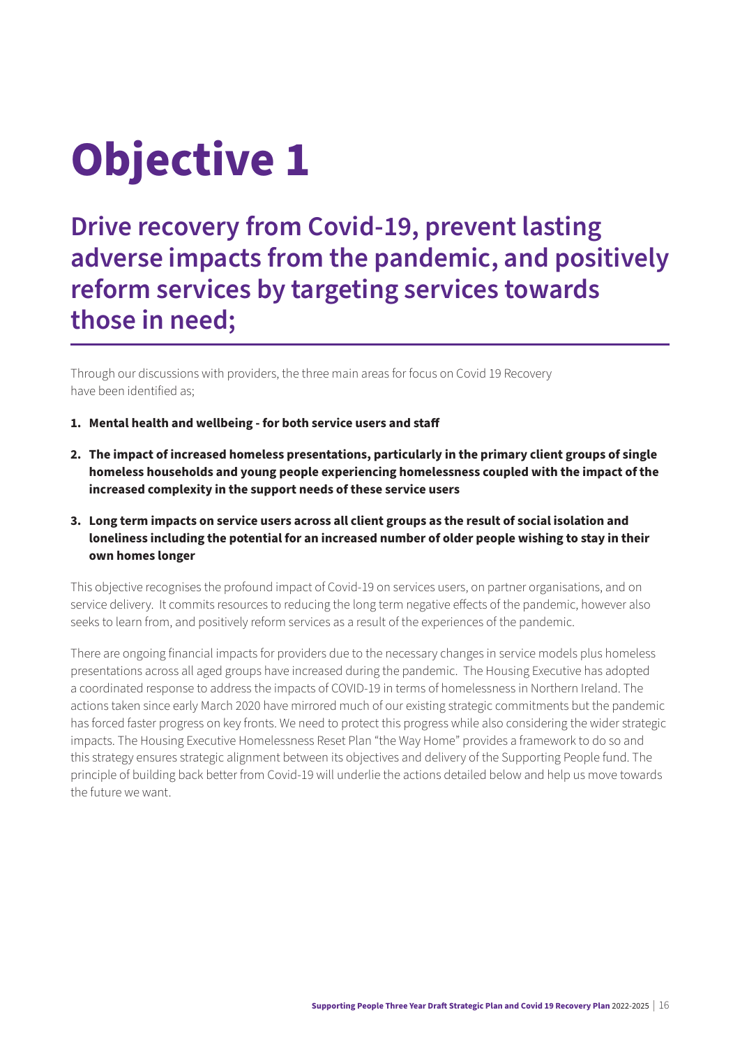# Objective 1

## Drive recovery from Covid-19, prevent lasting adverse impacts from the pandemic, and positively reform services by targeting services towards those in need;

Through our discussions with providers, the three main areas for focus on Covid 19 Recovery have been identified as;

1. **Mental health and wellbeing - for both service users and staff**
2. **The impact of increased homeless presentations, particularly in the primary client groups of single homeless households and young people experiencing homelessness coupled with the impact of the increased complexity in the support needs of these service users**
3. **Long term impacts on service users across all client groups as the result of social isolation and loneliness including the potential for an increased number of older people wishing to stay in their own homes longer**

This objective recognises the profound impact of Covid-19 on services users, on partner organisations, and on service delivery. It commits resources to reducing the long term negative effects of the pandemic, however also seeks to learn from, and positively reform services as a result of the experiences of the pandemic.

There are ongoing financial impacts for providers due to the necessary changes in service models plus homeless presentations across all aged groups have increased during the pandemic. The Housing Executive has adopted a coordinated response to address the impacts of COVID-19 in terms of homelessness in Northern Ireland. The actions taken since early March 2020 have mirrored much of our existing strategic commitments but the pandemic has forced faster progress on key fronts. We need to protect this progress while also considering the wider strategic impacts. The Housing Executive Homelessness Reset Plan "the Way Home" provides a framework to do so and this strategy ensures strategic alignment between its objectives and delivery of the Supporting People fund. The principle of building back better from Covid-19 will underlie the actions detailed below and help us move towards the future we want.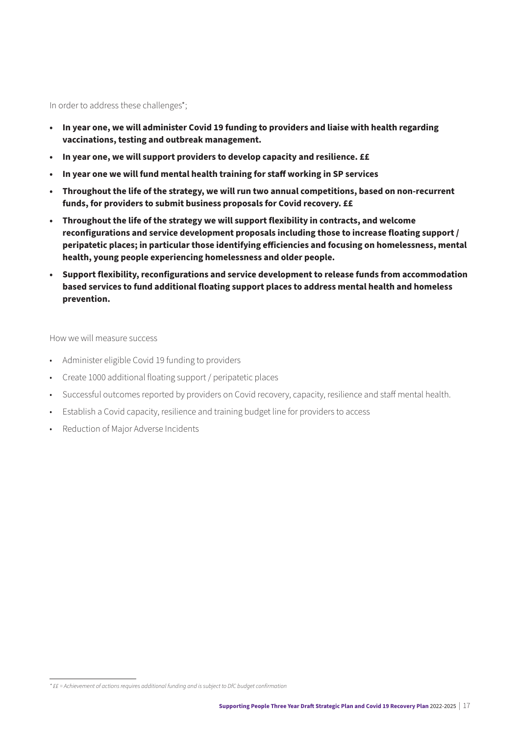In order to address these challenges*;

- **In year one, we will administer Covid 19 funding to providers and liaise with health regarding vaccinations, testing and outbreak management.**
- **In year one, we will support providers to develop capacity and resilience. ££**
- **In year one we will fund mental health training for staff working in SP services**
- **Throughout the life of the strategy, we will run two annual competitions, based on non-recurrent funds, for providers to submit business proposals for Covid recovery. ££**
- **Throughout the life of the strategy we will support flexibility in contracts, and welcome reconfigurations and service development proposals including those to increase floating support / peripatetic places; in particular those identifying efficiencies and focusing on homelessness, mental health, young people experiencing homelessness and older people.**
- **Support flexibility, reconfigurations and service development to release funds from accommodation based services to fund additional floating support places to address mental health and homeless prevention.**

How we will measure success

- Administer eligible Covid 19 funding to providers
- Create 1000 additional floating support / peripatetic places
- Successful outcomes reported by providers on Covid recovery, capacity, resilience and staff mental health.
- Establish a Covid capacity, resilience and training budget line for providers to access
- Reduction of Major Adverse Incidents

*\* ££ = Achievement of actions requires additional funding and is subject to DfC budget confirmation*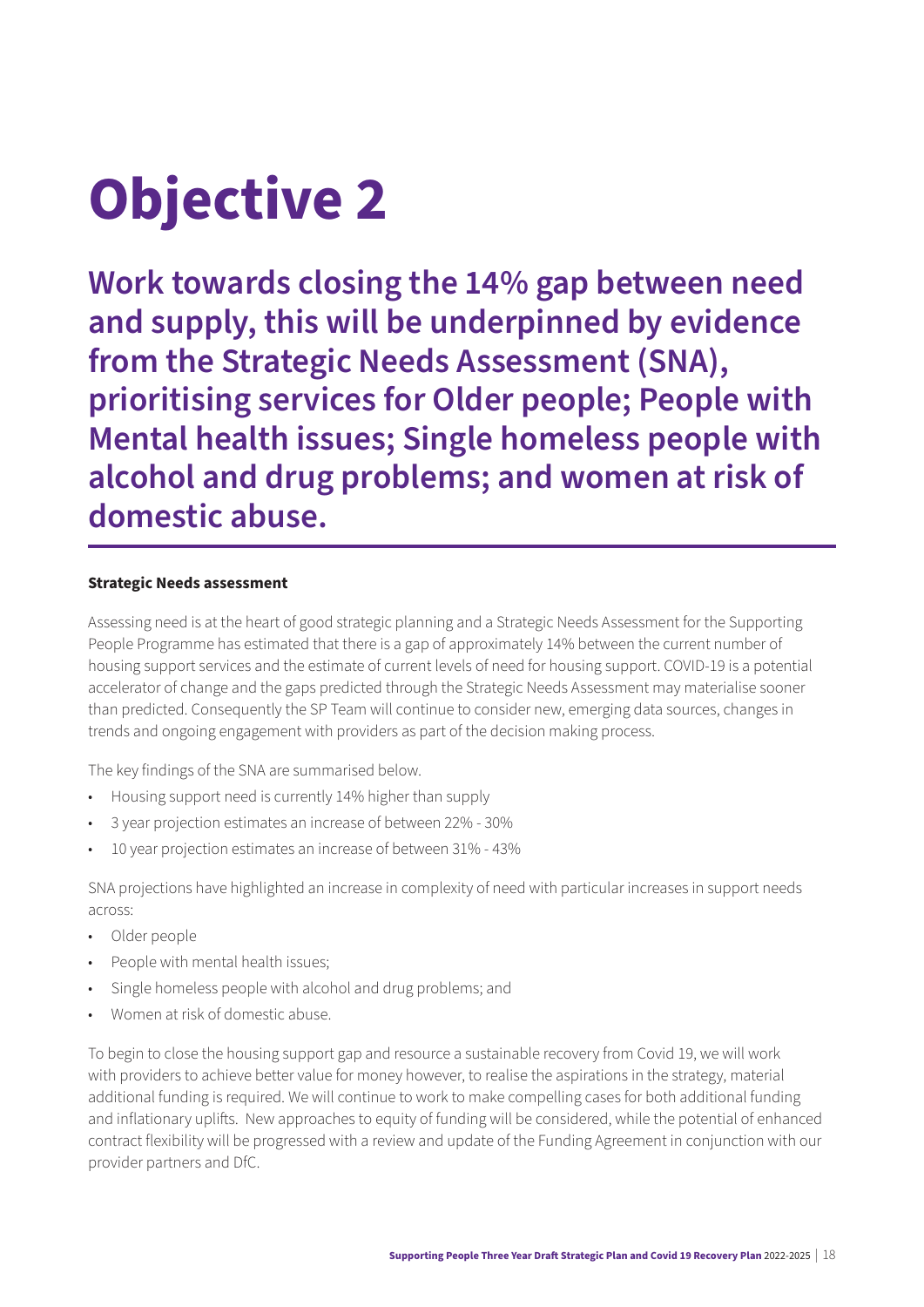# Objective 2

## Work towards closing the 14% gap between need and supply, this will be underpinned by evidence from the Strategic Needs Assessment (SNA), prioritising services for Older people; People with Mental health issues; Single homeless people with alcohol and drug problems; and women at risk of domestic abuse.

---

**Strategic Needs assessment**

Assessing need is at the heart of good strategic planning and a Strategic Needs Assessment for the Supporting People Programme has estimated that there is a gap of approximately 14% between the current number of housing support services and the estimate of current levels of need for housing support. COVID-19 is a potential accelerator of change and the gaps predicted through the Strategic Needs Assessment may materialise sooner than predicted. Consequently the SP Team will continue to consider new, emerging data sources, changes in trends and ongoing engagement with providers as part of the decision making process.

The key findings of the SNA are summarised below.

- Housing support need is currently 14% higher than supply
- 3 year projection estimates an increase of between 22% - 30%
- 10 year projection estimates an increase of between 31% - 43%

SNA projections have highlighted an increase in complexity of need with particular increases in support needs across:

- Older people
- People with mental health issues;
- Single homeless people with alcohol and drug problems; and
- Women at risk of domestic abuse.

To begin to close the housing support gap and resource a sustainable recovery from Covid 19, we will work with providers to achieve better value for money however, to realise the aspirations in the strategy, material additional funding is required. We will continue to work to make compelling cases for both additional funding and inflationary uplifts. New approaches to equity of funding will be considered, while the potential of enhanced contract flexibility will be progressed with a review and update of the Funding Agreement in conjunction with our provider partners and DfC.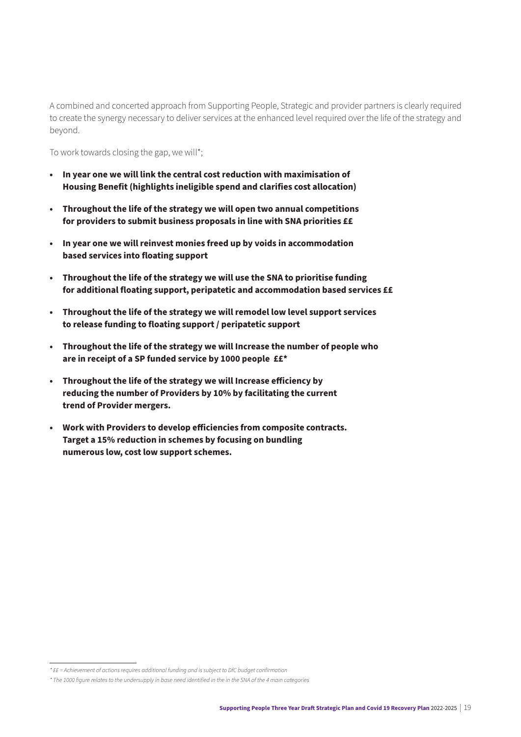A combined and concerted approach from Supporting People, Strategic and provider partners is clearly required to create the synergy necessary to deliver services at the enhanced level required over the life of the strategy and beyond.

To work towards closing the gap, we will*;

- **In year one we will link the central cost reduction with maximisation of Housing Benefit (highlights ineligible spend and clarifies cost allocation)**
- **Throughout the life of the strategy we will open two annual competitions for providers to submit business proposals in line with SNA priorities ££**
- **In year one we will reinvest monies freed up by voids in accommodation based services into floating support**
- **Throughout the life of the strategy we will use the SNA to prioritise funding for additional floating support, peripatetic and accommodation based services ££**
- **Throughout the life of the strategy we will remodel low level support services to release funding to floating support / peripatetic support**
- **Throughout the life of the strategy we will Increase the number of people who are in receipt of a SP funded service by 1000 people ££***
- **Throughout the life of the strategy we will Increase efficiency by reducing the number of Providers by 10% by facilitating the current trend of Provider mergers.**
- **Work with Providers to develop efficiencies from composite contracts. Target a 15% reduction in schemes by focusing on bundling numerous low, cost low support schemes.**

---

*\* ££ = Achievement of actions requires additional funding and is subject to DfC budget confirmation*

*\* The 1000 figure relates to the undersupply in base need identified in the in the SNA of the 4 main categories*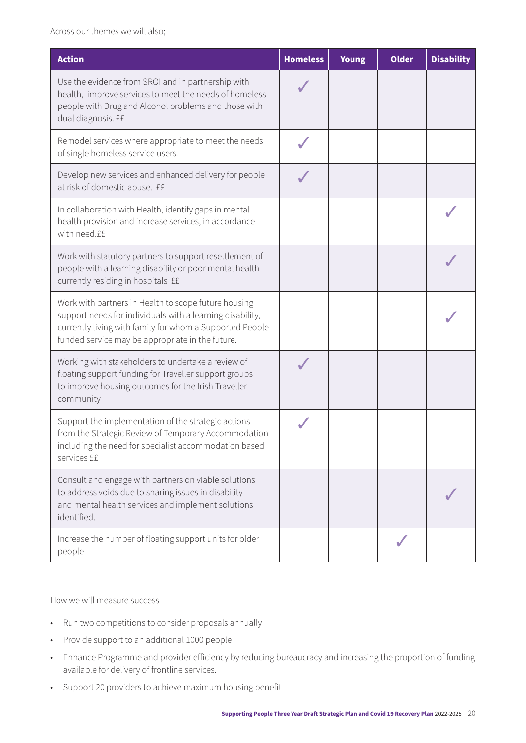Across our themes we will also;

| Action | Homeless | Young | Older | Disability |
|---|---|---|---|---|
| Use the evidence from SROI and in partnership with health, improve services to meet the needs of homeless people with Drug and Alcohol problems and those with dual diagnosis. ££ | ✓ | | | |
| Remodel services where appropriate to meet the needs of single homeless service users. | ✓ | | | |
| Develop new services and enhanced delivery for people at risk of domestic abuse. ££ | ✓ | | | |
| In collaboration with Health, identify gaps in mental health provision and increase services, in accordance with need.££ | | | | ✓ |
| Work with statutory partners to support resettlement of people with a learning disability or poor mental health currently residing in hospitals ££ | | | | ✓ |
| Work with partners in Health to scope future housing support needs for individuals with a learning disability, currently living with family for whom a Supported People funded service may be appropriate in the future. | | | | ✓ |
| Working with stakeholders to undertake a review of floating support funding for Traveller support groups to improve housing outcomes for the Irish Traveller community | ✓ | | | |
| Support the implementation of the strategic actions from the Strategic Review of Temporary Accommodation including the need for specialist accommodation based services ££ | ✓ | | | |
| Consult and engage with partners on viable solutions to address voids due to sharing issues in disability and mental health services and implement solutions identified. | | | | ✓ |
| Increase the number of floating support units for older people | | | ✓ | |

How we will measure success

- Run two competitions to consider proposals annually
- Provide support to an additional 1000 people
- Enhance Programme and provider efficiency by reducing bureaucracy and increasing the proportion of funding available for delivery of frontline services.
- Support 20 providers to achieve maximum housing benefit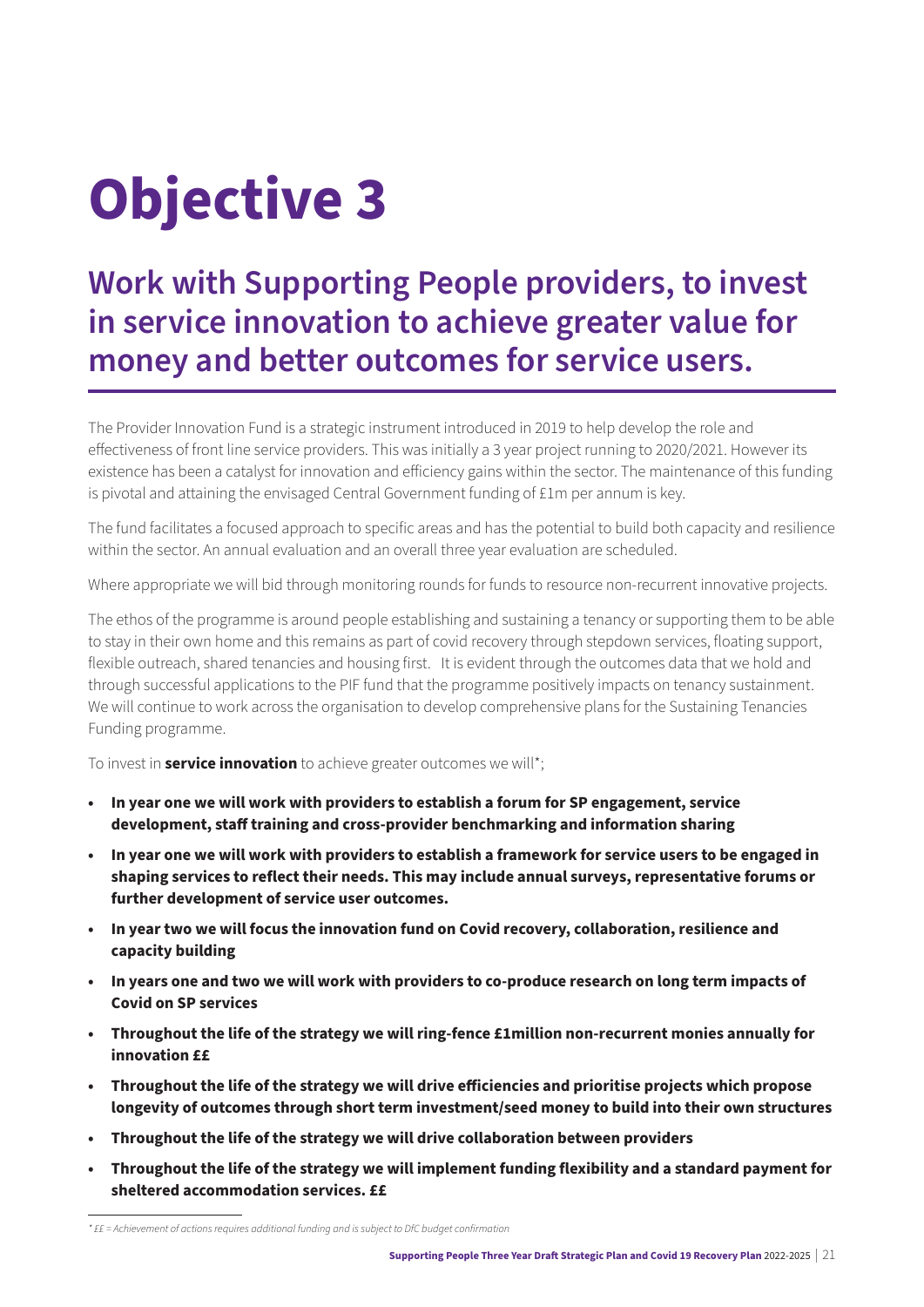# Objective 3

## Work with Supporting People providers, to invest in service innovation to achieve greater value for money and better outcomes for service users.

The Provider Innovation Fund is a strategic instrument introduced in 2019 to help develop the role and effectiveness of front line service providers. This was initially a 3 year project running to 2020/2021. However its existence has been a catalyst for innovation and efficiency gains within the sector. The maintenance of this funding is pivotal and attaining the envisaged Central Government funding of £1m per annum is key.

The fund facilitates a focused approach to specific areas and has the potential to build both capacity and resilience within the sector. An annual evaluation and an overall three year evaluation are scheduled.

Where appropriate we will bid through monitoring rounds for funds to resource non-recurrent innovative projects.

The ethos of the programme is around people establishing and sustaining a tenancy or supporting them to be able to stay in their own home and this remains as part of covid recovery through stepdown services, floating support, flexible outreach, shared tenancies and housing first. It is evident through the outcomes data that we hold and through successful applications to the PIF fund that the programme positively impacts on tenancy sustainment. We will continue to work across the organisation to develop comprehensive plans for the Sustaining Tenancies Funding programme.

To invest in **service innovation** to achieve greater outcomes we will*;

- **In year one we will work with providers to establish a forum for SP engagement, service development, staff training and cross-provider benchmarking and information sharing**
- **In year one we will work with providers to establish a framework for service users to be engaged in shaping services to reflect their needs. This may include annual surveys, representative forums or further development of service user outcomes.**
- **In year two we will focus the innovation fund on Covid recovery, collaboration, resilience and capacity building**
- **In years one and two we will work with providers to co-produce research on long term impacts of Covid on SP services**
- **Throughout the life of the strategy we will ring-fence £1million non-recurrent monies annually for innovation ££**
- **Throughout the life of the strategy we will drive efficiencies and prioritise projects which propose longevity of outcomes through short term investment/seed money to build into their own structures**
- **Throughout the life of the strategy we will drive collaboration between providers**
- **Throughout the life of the strategy we will implement funding flexibility and a standard payment for sheltered accommodation services. ££**

*\* ££ = Achievement of actions requires additional funding and is subject to DfC budget confirmation*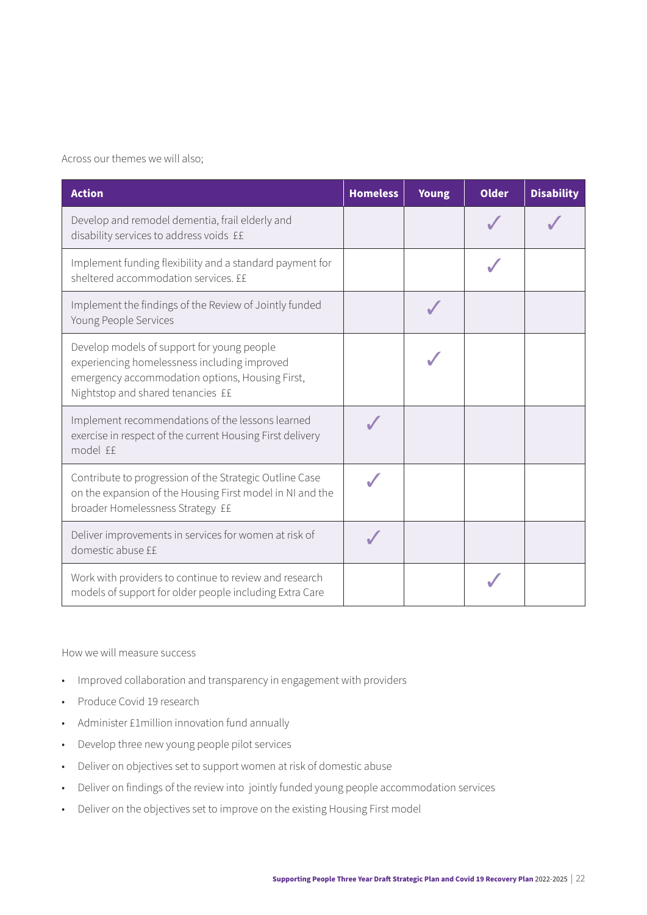Across our themes we will also;

| Action | Homeless | Young | Older | Disability |
|---|---|---|---|---|
| Develop and remodel dementia, frail elderly and disability services to address voids ££ | | | ✓ | ✓ |
| Implement funding flexibility and a standard payment for sheltered accommodation services. ££ | | | ✓ | |
| Implement the findings of the Review of Jointly funded Young People Services | | ✓ | | |
| Develop models of support for young people experiencing homelessness including improved emergency accommodation options, Housing First, Nightstop and shared tenancies ££ | | ✓ | | |
| Implement recommendations of the lessons learned exercise in respect of the current Housing First delivery model ££ | ✓ | | | |
| Contribute to progression of the Strategic Outline Case on the expansion of the Housing First model in NI and the broader Homelessness Strategy ££ | ✓ | | | |
| Deliver improvements in services for women at risk of domestic abuse ££ | ✓ | | | |
| Work with providers to continue to review and research models of support for older people including Extra Care | | | ✓ | |

How we will measure success

- Improved collaboration and transparency in engagement with providers
- Produce Covid 19 research
- Administer £1million innovation fund annually
- Develop three new young people pilot services
- Deliver on objectives set to support women at risk of domestic abuse
- Deliver on findings of the review into jointly funded young people accommodation services
- Deliver on the objectives set to improve on the existing Housing First model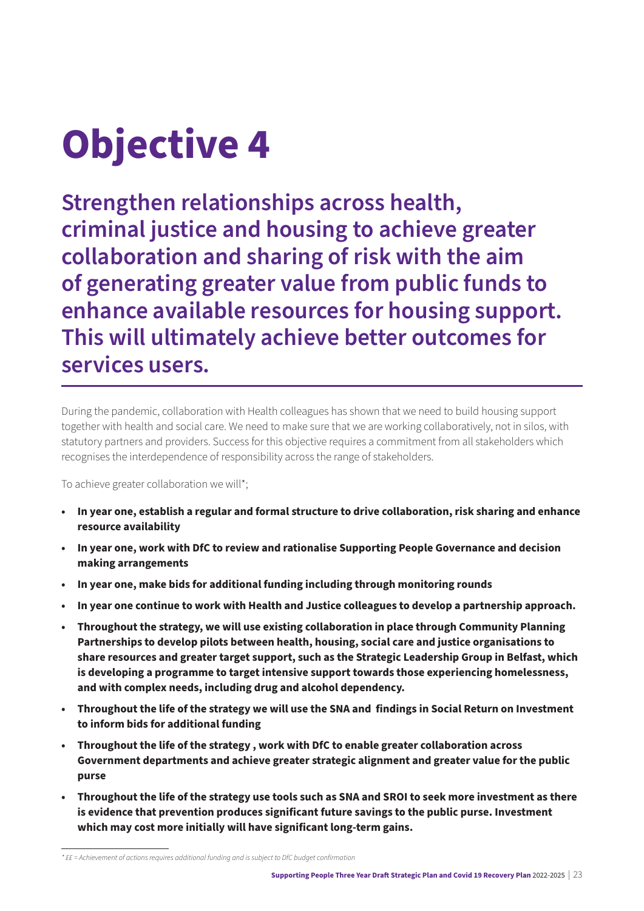# Objective 4

## Strengthen relationships across health, criminal justice and housing to achieve greater collaboration and sharing of risk with the aim of generating greater value from public funds to enhance available resources for housing support. This will ultimately achieve better outcomes for services users.

During the pandemic, collaboration with Health colleagues has shown that we need to build housing support together with health and social care. We need to make sure that we are working collaboratively, not in silos, with statutory partners and providers. Success for this objective requires a commitment from all stakeholders which recognises the interdependence of responsibility across the range of stakeholders.

To achieve greater collaboration we will*;

- **In year one, establish a regular and formal structure to drive collaboration, risk sharing and enhance resource availability**
- **In year one, work with DfC to review and rationalise Supporting People Governance and decision making arrangements**
- **In year one, make bids for additional funding including through monitoring rounds**
- **In year one continue to work with Health and Justice colleagues to develop a partnership approach.**
- **Throughout the strategy, we will use existing collaboration in place through Community Planning Partnerships to develop pilots between health, housing, social care and justice organisations to share resources and greater target support, such as the Strategic Leadership Group in Belfast, which is developing a programme to target intensive support towards those experiencing homelessness, and with complex needs, including drug and alcohol dependency.**
- **Throughout the life of the strategy we will use the SNA and findings in Social Return on Investment to inform bids for additional funding**
- **Throughout the life of the strategy , work with DfC to enable greater collaboration across Government departments and achieve greater strategic alignment and greater value for the public purse**
- **Throughout the life of the strategy use tools such as SNA and SROI to seek more investment as there is evidence that prevention produces significant future savings to the public purse. Investment which may cost more initially will have significant long-term gains.**

*\* ££ = Achievement of actions requires additional funding and is subject to DfC budget confirmation*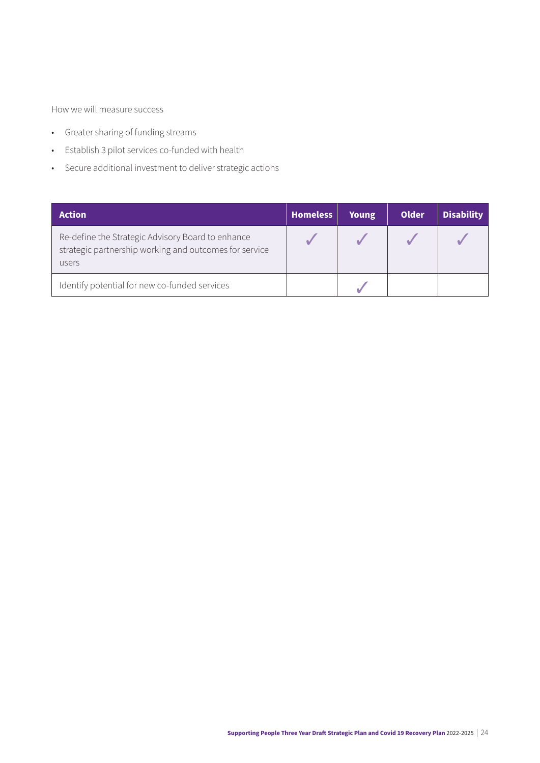How we will measure success

- Greater sharing of funding streams
- Establish 3 pilot services co-funded with health
- Secure additional investment to deliver strategic actions

| Action | Homeless | Young | Older | Disability |
| --- | --- | --- | --- | --- |
| Re-define the Strategic Advisory Board to enhance strategic partnership working and outcomes for service users | ✓ | ✓ | ✓ | ✓ |
| Identify potential for new co-funded services | | ✓ | | |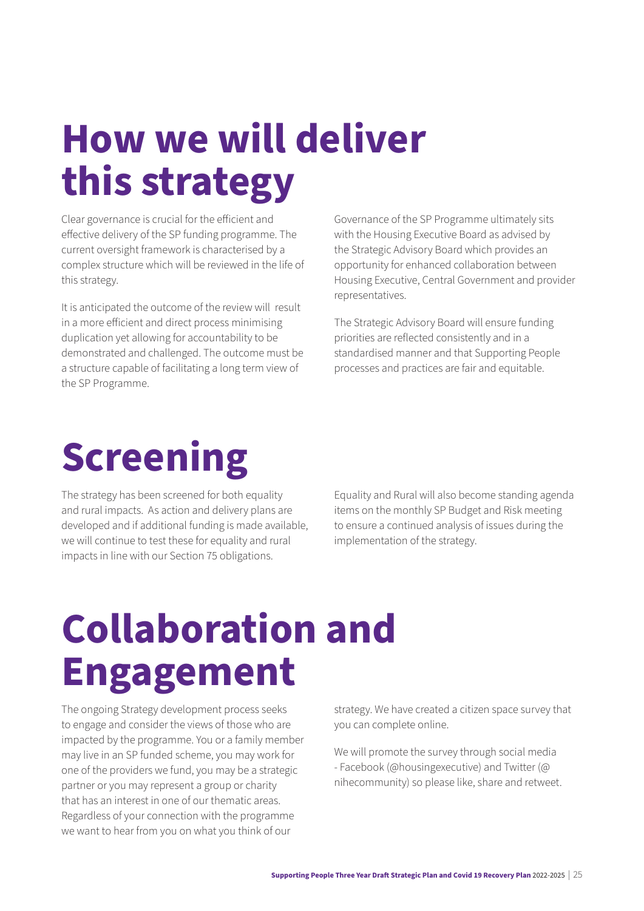# How we will deliver this strategy

Clear governance is crucial for the efficient and effective delivery of the SP funding programme. The current oversight framework is characterised by a complex structure which will be reviewed in the life of this strategy.

It is anticipated the outcome of the review will result in a more efficient and direct process minimising duplication yet allowing for accountability to be demonstrated and challenged. The outcome must be a structure capable of facilitating a long term view of the SP Programme.

Governance of the SP Programme ultimately sits with the Housing Executive Board as advised by the Strategic Advisory Board which provides an opportunity for enhanced collaboration between Housing Executive, Central Government and provider representatives.

The Strategic Advisory Board will ensure funding priorities are reflected consistently and in a standardised manner and that Supporting People processes and practices are fair and equitable.

# Screening

The strategy has been screened for both equality and rural impacts. As action and delivery plans are developed and if additional funding is made available, we will continue to test these for equality and rural impacts in line with our Section 75 obligations.

Equality and Rural will also become standing agenda items on the monthly SP Budget and Risk meeting to ensure a continued analysis of issues during the implementation of the strategy.

# Collaboration and Engagement

The ongoing Strategy development process seeks to engage and consider the views of those who are impacted by the programme. You or a family member may live in an SP funded scheme, you may work for one of the providers we fund, you may be a strategic partner or you may represent a group or charity that has an interest in one of our thematic areas. Regardless of your connection with the programme we want to hear from you on what you think of our strategy. We have created a citizen space survey that you can complete online.

We will promote the survey through social media - Facebook (@housingexecutive) and Twitter (@nihecommunity) so please like, share and retweet.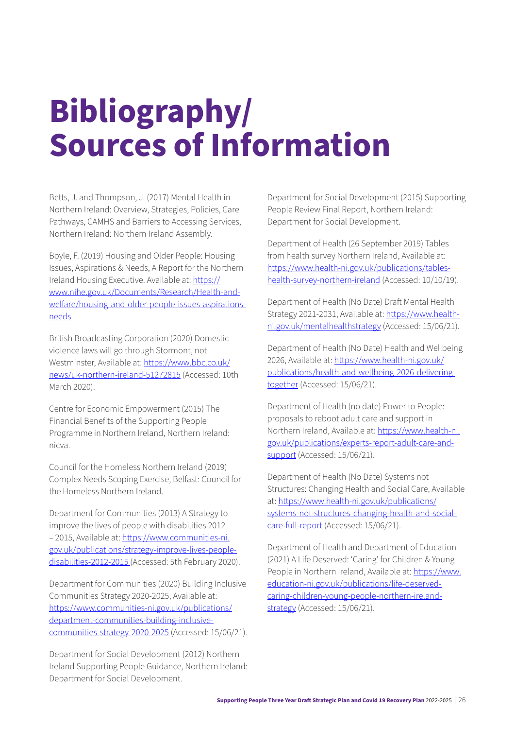# Bibliography/ Sources of Information

Betts, J. and Thompson, J. (2017) Mental Health in Northern Ireland: Overview, Strategies, Policies, Care Pathways, CAMHS and Barriers to Accessing Services, Northern Ireland: Northern Ireland Assembly.

Boyle, F. (2019) Housing and Older People: Housing Issues, Aspirations & Needs, A Report for the Northern Ireland Housing Executive. Available at: https://www.nihe.gov.uk/Documents/Research/Health-and-welfare/housing-and-older-people-issues-aspirations-needs

British Broadcasting Corporation (2020) Domestic violence laws will go through Stormont, not Westminster, Available at: https://www.bbc.co.uk/news/uk-northern-ireland-51272815 (Accessed: 10th March 2020).

Centre for Economic Empowerment (2015) The Financial Benefits of the Supporting People Programme in Northern Ireland, Northern Ireland: nicva.

Council for the Homeless Northern Ireland (2019) Complex Needs Scoping Exercise, Belfast: Council for the Homeless Northern Ireland.

Department for Communities (2013) A Strategy to improve the lives of people with disabilities 2012 – 2015, Available at: https://www.communities-ni.gov.uk/publications/strategy-improve-lives-people-disabilities-2012-2015 (Accessed: 5th February 2020).

Department for Communities (2020) Building Inclusive Communities Strategy 2020-2025, Available at: https://www.communities-ni.gov.uk/publications/department-communities-building-inclusive-communities-strategy-2020-2025 (Accessed: 15/06/21).

Department for Social Development (2012) Northern Ireland Supporting People Guidance, Northern Ireland: Department for Social Development.

Department for Social Development (2015) Supporting People Review Final Report, Northern Ireland: Department for Social Development.

Department of Health (26 September 2019) Tables from health survey Northern Ireland, Available at: https://www.health-ni.gov.uk/publications/tables-health-survey-northern-ireland (Accessed: 10/10/19).

Department of Health (No Date) Draft Mental Health Strategy 2021-2031, Available at: https://www.health-ni.gov.uk/mentalhealthstrategy (Accessed: 15/06/21).

Department of Health (No Date) Health and Wellbeing 2026, Available at: https://www.health-ni.gov.uk/publications/health-and-wellbeing-2026-delivering-together (Accessed: 15/06/21).

Department of Health (no date) Power to People: proposals to reboot adult care and support in Northern Ireland, Available at: https://www.health-ni.gov.uk/publications/experts-report-adult-care-and-support (Accessed: 15/06/21).

Department of Health (No Date) Systems not Structures: Changing Health and Social Care, Available at: https://www.health-ni.gov.uk/publications/systems-not-structures-changing-health-and-social-care-full-report (Accessed: 15/06/21).

Department of Health and Department of Education (2021) A Life Deserved: 'Caring' for Children & Young People in Northern Ireland, Available at: https://www.education-ni.gov.uk/publications/life-deserved-caring-children-young-people-northern-ireland-strategy (Accessed: 15/06/21).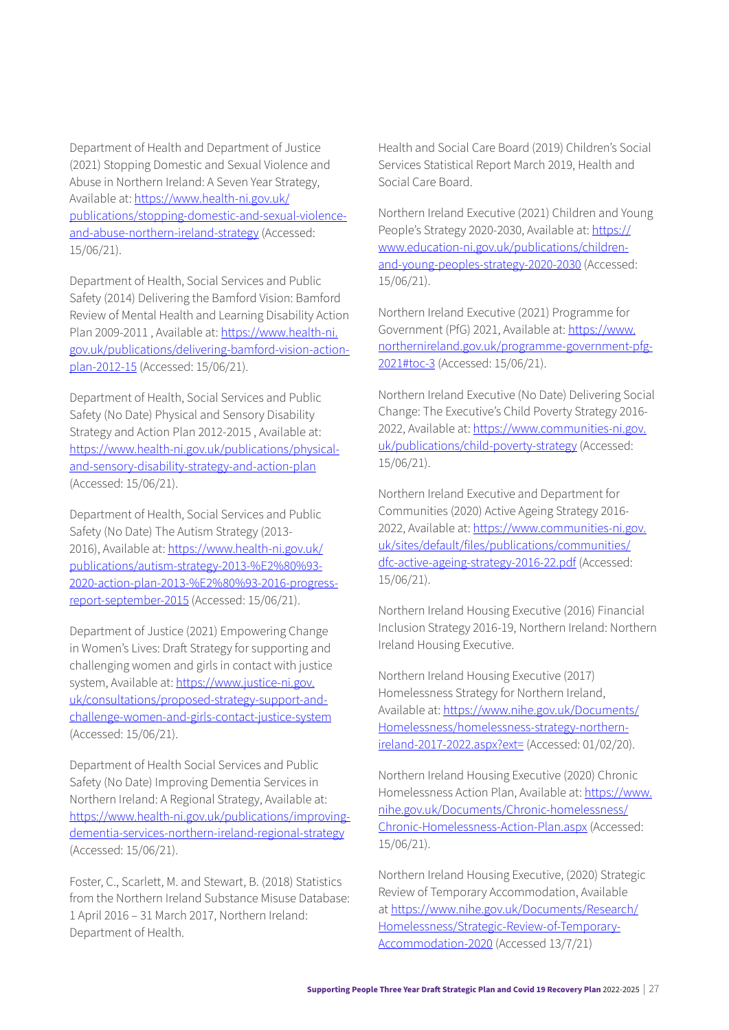Department of Health and Department of Justice (2021) Stopping Domestic and Sexual Violence and Abuse in Northern Ireland: A Seven Year Strategy, Available at: https://www.health-ni.gov.uk/publications/stopping-domestic-and-sexual-violence-and-abuse-northern-ireland-strategy (Accessed: 15/06/21).

Department of Health, Social Services and Public Safety (2014) Delivering the Bamford Vision: Bamford Review of Mental Health and Learning Disability Action Plan 2009-2011 , Available at: https://www.health-ni.gov.uk/publications/delivering-bamford-vision-action-plan-2012-15 (Accessed: 15/06/21).

Department of Health, Social Services and Public Safety (No Date) Physical and Sensory Disability Strategy and Action Plan 2012-2015 , Available at: https://www.health-ni.gov.uk/publications/physical-and-sensory-disability-strategy-and-action-plan (Accessed: 15/06/21).

Department of Health, Social Services and Public Safety (No Date) The Autism Strategy (2013-2016), Available at: https://www.health-ni.gov.uk/publications/autism-strategy-2013-%E2%80%93-2020-action-plan-2013-%E2%80%93-2016-progress-report-september-2015 (Accessed: 15/06/21).

Department of Justice (2021) Empowering Change in Women's Lives: Draft Strategy for supporting and challenging women and girls in contact with justice system, Available at: https://www.justice-ni.gov.uk/consultations/proposed-strategy-support-and-challenge-women-and-girls-contact-justice-system (Accessed: 15/06/21).

Department of Health Social Services and Public Safety (No Date) Improving Dementia Services in Northern Ireland: A Regional Strategy, Available at: https://www.health-ni.gov.uk/publications/improving-dementia-services-northern-ireland-regional-strategy (Accessed: 15/06/21).

Foster, C., Scarlett, M. and Stewart, B. (2018) Statistics from the Northern Ireland Substance Misuse Database: 1 April 2016 – 31 March 2017, Northern Ireland: Department of Health.

Health and Social Care Board (2019) Children's Social Services Statistical Report March 2019, Health and Social Care Board.

Northern Ireland Executive (2021) Children and Young People's Strategy 2020-2030, Available at: https://www.education-ni.gov.uk/publications/children-and-young-peoples-strategy-2020-2030 (Accessed: 15/06/21).

Northern Ireland Executive (2021) Programme for Government (PfG) 2021, Available at: https://www.northernireland.gov.uk/programme-government-pfg-2021#toc-3 (Accessed: 15/06/21).

Northern Ireland Executive (No Date) Delivering Social Change: The Executive's Child Poverty Strategy 2016-2022, Available at: https://www.communities-ni.gov.uk/publications/child-poverty-strategy (Accessed: 15/06/21).

Northern Ireland Executive and Department for Communities (2020) Active Ageing Strategy 2016-2022, Available at: https://www.communities-ni.gov.uk/sites/default/files/publications/communities/dfc-active-ageing-strategy-2016-22.pdf (Accessed: 15/06/21).

Northern Ireland Housing Executive (2016) Financial Inclusion Strategy 2016-19, Northern Ireland: Northern Ireland Housing Executive.

Northern Ireland Housing Executive (2017) Homelessness Strategy for Northern Ireland, Available at: https://www.nihe.gov.uk/Documents/Homelessness/homelessness-strategy-northern-ireland-2017-2022.aspx?ext= (Accessed: 01/02/20).

Northern Ireland Housing Executive (2020) Chronic Homelessness Action Plan, Available at: https://www.nihe.gov.uk/Documents/Chronic-homelessness/Chronic-Homelessness-Action-Plan.aspx (Accessed: 15/06/21).

Northern Ireland Housing Executive, (2020) Strategic Review of Temporary Accommodation, Available at https://www.nihe.gov.uk/Documents/Research/Homelessness/Strategic-Review-of-Temporary-Accommodation-2020 (Accessed 13/7/21)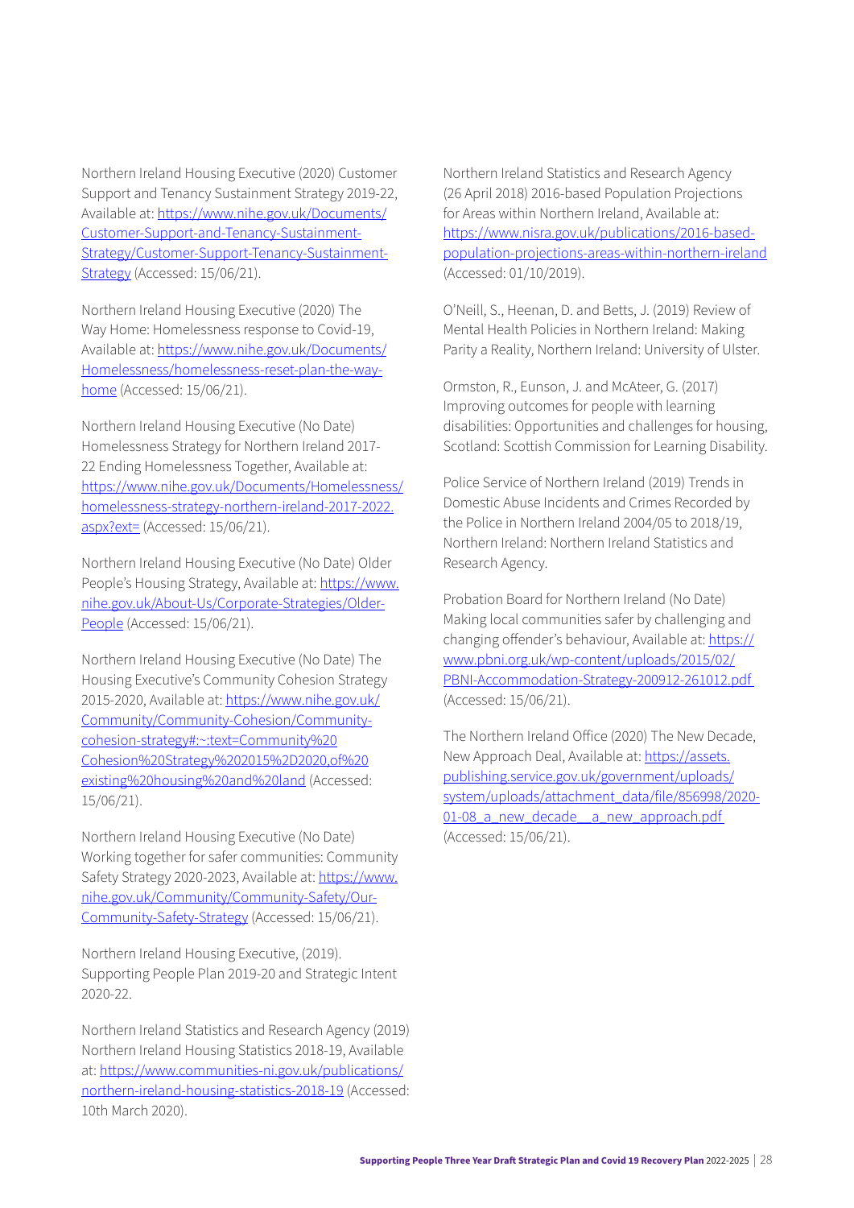Northern Ireland Housing Executive (2020) Customer Support and Tenancy Sustainment Strategy 2019-22, Available at: https://www.nihe.gov.uk/Documents/Customer-Support-and-Tenancy-Sustainment-Strategy/Customer-Support-Tenancy-Sustainment-Strategy (Accessed: 15/06/21).

Northern Ireland Housing Executive (2020) The Way Home: Homelessness response to Covid-19, Available at: https://www.nihe.gov.uk/Documents/Homelessness/homelessness-reset-plan-the-way-home (Accessed: 15/06/21).

Northern Ireland Housing Executive (No Date) Homelessness Strategy for Northern Ireland 2017-22 Ending Homelessness Together, Available at: https://www.nihe.gov.uk/Documents/Homelessness/homelessness-strategy-northern-ireland-2017-2022.aspx?ext= (Accessed: 15/06/21).

Northern Ireland Housing Executive (No Date) Older People's Housing Strategy, Available at: https://www.nihe.gov.uk/About-Us/Corporate-Strategies/Older-People (Accessed: 15/06/21).

Northern Ireland Housing Executive (No Date) The Housing Executive's Community Cohesion Strategy 2015-2020, Available at: https://www.nihe.gov.uk/Community/Community-Cohesion/Community-cohesion-strategy#:~:text=Community%20Cohesion%20Strategy%202015%2D2020,of%20existing%20housing%20and%20land (Accessed: 15/06/21).

Northern Ireland Housing Executive (No Date) Working together for safer communities: Community Safety Strategy 2020-2023, Available at: https://www.nihe.gov.uk/Community/Community-Safety/Our-Community-Safety-Strategy (Accessed: 15/06/21).

Northern Ireland Housing Executive, (2019). Supporting People Plan 2019-20 and Strategic Intent 2020-22.

Northern Ireland Statistics and Research Agency (2019) Northern Ireland Housing Statistics 2018-19, Available at: https://www.communities-ni.gov.uk/publications/northern-ireland-housing-statistics-2018-19 (Accessed: 10th March 2020).

Northern Ireland Statistics and Research Agency (26 April 2018) 2016-based Population Projections for Areas within Northern Ireland, Available at: https://www.nisra.gov.uk/publications/2016-based-population-projections-areas-within-northern-ireland (Accessed: 01/10/2019).

O'Neill, S., Heenan, D. and Betts, J. (2019) Review of Mental Health Policies in Northern Ireland: Making Parity a Reality, Northern Ireland: University of Ulster.

Ormston, R., Eunson, J. and McAteer, G. (2017) Improving outcomes for people with learning disabilities: Opportunities and challenges for housing, Scotland: Scottish Commission for Learning Disability.

Police Service of Northern Ireland (2019) Trends in Domestic Abuse Incidents and Crimes Recorded by the Police in Northern Ireland 2004/05 to 2018/19, Northern Ireland: Northern Ireland Statistics and Research Agency.

Probation Board for Northern Ireland (No Date) Making local communities safer by challenging and changing offender's behaviour, Available at: https://www.pbni.org.uk/wp-content/uploads/2015/02/PBNI-Accommodation-Strategy-200912-261012.pdf (Accessed: 15/06/21).

The Northern Ireland Office (2020) The New Decade, New Approach Deal, Available at: https://assets.publishing.service.gov.uk/government/uploads/system/uploads/attachment_data/file/856998/2020-01-08_a_new_decade__a_new_approach.pdf (Accessed: 15/06/21).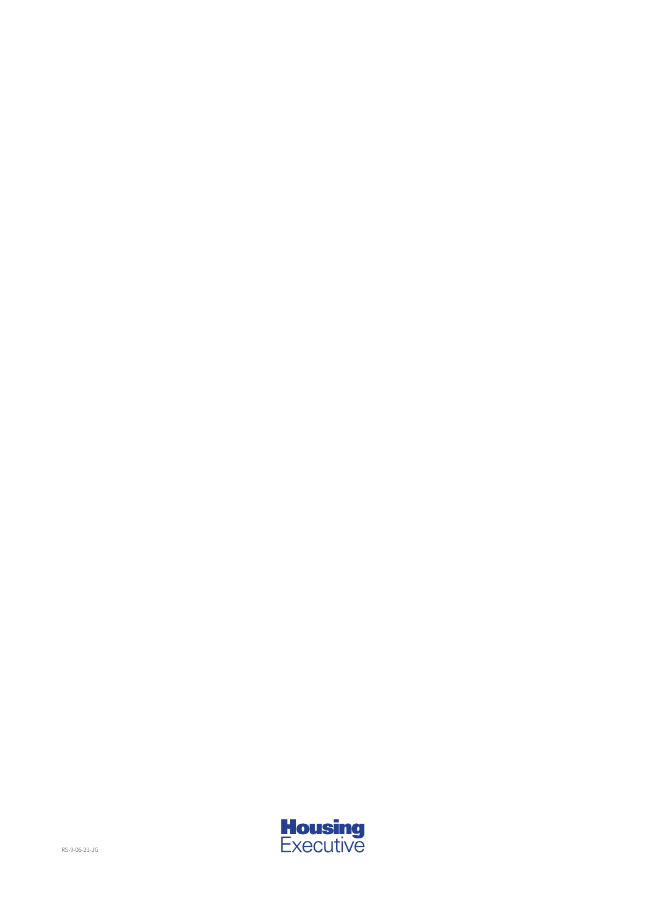RS-9-06-21-JG

Housing
Executive